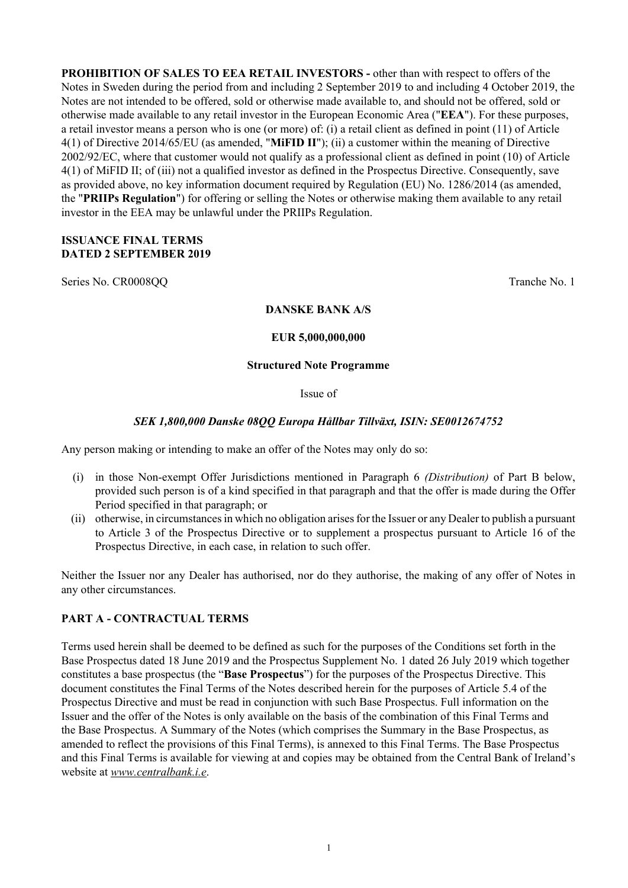**PROHIBITION OF SALES TO EEA RETAIL INVESTORS -** other than with respect to offers of the Notes in Sweden during the period from and including 2 September 2019 to and including 4 October 2019, the Notes are not intended to be offered, sold or otherwise made available to, and should not be offered, sold or otherwise made available to any retail investor in the European Economic Area ("**EEA**"). For these purposes, a retail investor means a person who is one (or more) of: (i) a retail client as defined in point (11) of Article 4(1) of Directive 2014/65/EU (as amended, "**MiFID II**"); (ii) a customer within the meaning of Directive 2002/92/EC, where that customer would not qualify as a professional client as defined in point (10) of Article 4(1) of MiFID II; of (iii) not a qualified investor as defined in the Prospectus Directive. Consequently, save as provided above, no key information document required by Regulation (EU) No. 1286/2014 (as amended, the "**PRIIPs Regulation**") for offering or selling the Notes or otherwise making them available to any retail investor in the EEA may be unlawful under the PRIIPs Regulation.

**ISSUANCE FINAL TERMS**
**DATED 2 SEPTEMBER 2019**

Series No. CR0008QQ Tranche No. 1

**DANSKE BANK A/S**

**EUR 5,000,000,000**

**Structured Note Programme**

Issue of

***SEK 1,800,000 Danske 08QQ Europa Hållbar Tillväxt, ISIN: SE0012674752***

Any person making or intending to make an offer of the Notes may only do so:

(i) in those Non-exempt Offer Jurisdictions mentioned in Paragraph 6 *(Distribution)* of Part B below, provided such person is of a kind specified in that paragraph and that the offer is made during the Offer Period specified in that paragraph; or
(ii) otherwise, in circumstances in which no obligation arises for the Issuer or any Dealer to publish a pursuant to Article 3 of the Prospectus Directive or to supplement a prospectus pursuant to Article 16 of the Prospectus Directive, in each case, in relation to such offer.

Neither the Issuer nor any Dealer has authorised, nor do they authorise, the making of any offer of Notes in any other circumstances.

## PART A - CONTRACTUAL TERMS

Terms used herein shall be deemed to be defined as such for the purposes of the Conditions set forth in the Base Prospectus dated 18 June 2019 and the Prospectus Supplement No. 1 dated 26 July 2019 which together constitutes a base prospectus (the "**Base Prospectus**") for the purposes of the Prospectus Directive. This document constitutes the Final Terms of the Notes described herein for the purposes of Article 5.4 of the Prospectus Directive and must be read in conjunction with such Base Prospectus. Full information on the Issuer and the offer of the Notes is only available on the basis of the combination of this Final Terms and the Base Prospectus. A Summary of the Notes (which comprises the Summary in the Base Prospectus, as amended to reflect the provisions of this Final Terms), is annexed to this Final Terms. The Base Prospectus and this Final Terms is available for viewing at and copies may be obtained from the Central Bank of Ireland's website at *www.centralbank.i.e*.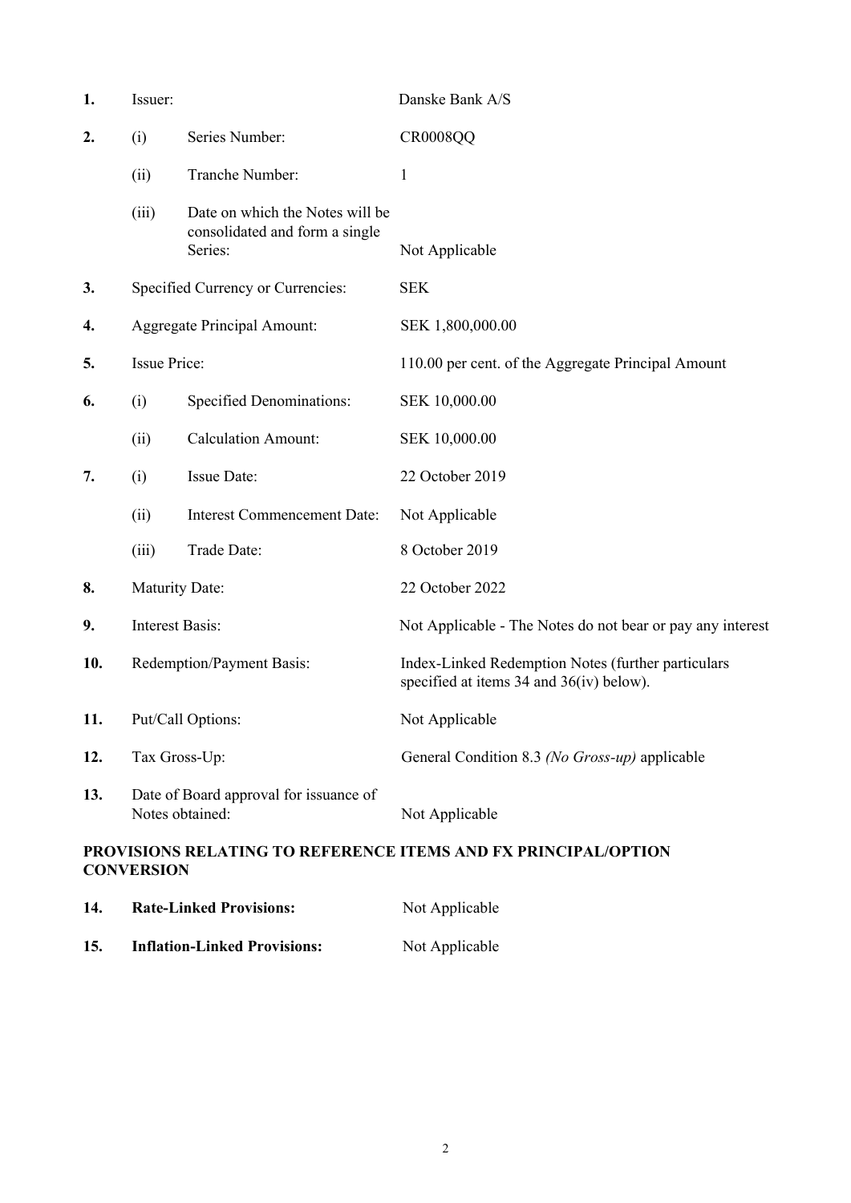| | | | |
|---|---|---|---|
| **1.** | Issuer: | | Danske Bank A/S |
| **2.** | (i) | Series Number: | CR0008QQ |
| | (ii) | Tranche Number: | 1 |
| | (iii) | Date on which the Notes will be consolidated and form a single Series: | Not Applicable |
| **3.** | Specified Currency or Currencies: | | SEK |
| **4.** | Aggregate Principal Amount: | | SEK 1,800,000.00 |
| **5.** | Issue Price: | | 110.00 per cent. of the Aggregate Principal Amount |
| **6.** | (i) | Specified Denominations: | SEK 10,000.00 |
| | (ii) | Calculation Amount: | SEK 10,000.00 |
| **7.** | (i) | Issue Date: | 22 October 2019 |
| | (ii) | Interest Commencement Date: | Not Applicable |
| | (iii) | Trade Date: | 8 October 2019 |
| **8.** | Maturity Date: | | 22 October 2022 |
| **9.** | Interest Basis: | | Not Applicable - The Notes do not bear or pay any interest |
| **10.** | Redemption/Payment Basis: | | Index-Linked Redemption Notes (further particulars specified at items 34 and 36(iv) below). |
| **11.** | Put/Call Options: | | Not Applicable |
| **12.** | Tax Gross-Up: | | General Condition 8.3 *(No Gross-up)* applicable |
| **13.** | Date of Board approval for issuance of Notes obtained: | | Not Applicable |

**PROVISIONS RELATING TO REFERENCE ITEMS AND FX PRINCIPAL/OPTION CONVERSION**

| | | |
|---|---|---|
| **14.** | **Rate-Linked Provisions:** | Not Applicable |
| **15.** | **Inflation-Linked Provisions:** | Not Applicable |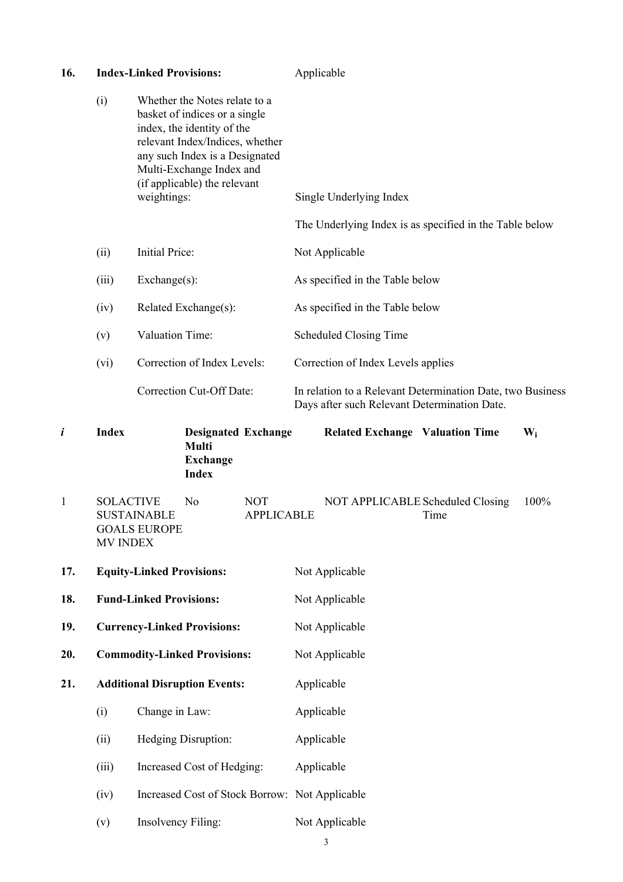**16. Index-Linked Provisions:** Applicable

(i) Whether the Notes relate to a basket of indices or a single index, the identity of the relevant Index/Indices, whether any such Index is a Designated Multi-Exchange Index and (if applicable) the relevant weightings: Single Underlying Index

The Underlying Index is as specified in the Table below

(ii) Initial Price: Not Applicable

(iii) Exchange(s): As specified in the Table below

(iv) Related Exchange(s): As specified in the Table below

(v) Valuation Time: Scheduled Closing Time

(vi) Correction of Index Levels: Correction of Index Levels applies

Correction Cut-Off Date: In relation to a Relevant Determination Date, two Business Days after such Relevant Determination Date.

| *i* | **Index** | **Designated Multi Exchange Index** | **Exchange** | **Related Exchange** | **Valuation Time** | **$W_i$** |
|---|---|---|---|---|---|---|
| 1 | SOLACTIVE SUSTAINABLE GOALS EUROPE MV INDEX | No | NOT APPLICABLE | NOT APPLICABLE | Scheduled Closing Time | 100% |

**17. Equity-Linked Provisions:** Not Applicable

**18. Fund-Linked Provisions:** Not Applicable

**19. Currency-Linked Provisions:** Not Applicable

**20. Commodity-Linked Provisions:** Not Applicable

**21. Additional Disruption Events:** Applicable

(i) Change in Law: Applicable

(ii) Hedging Disruption: Applicable

(iii) Increased Cost of Hedging: Applicable

(iv) Increased Cost of Stock Borrow: Not Applicable

(v) Insolvency Filing: Not Applicable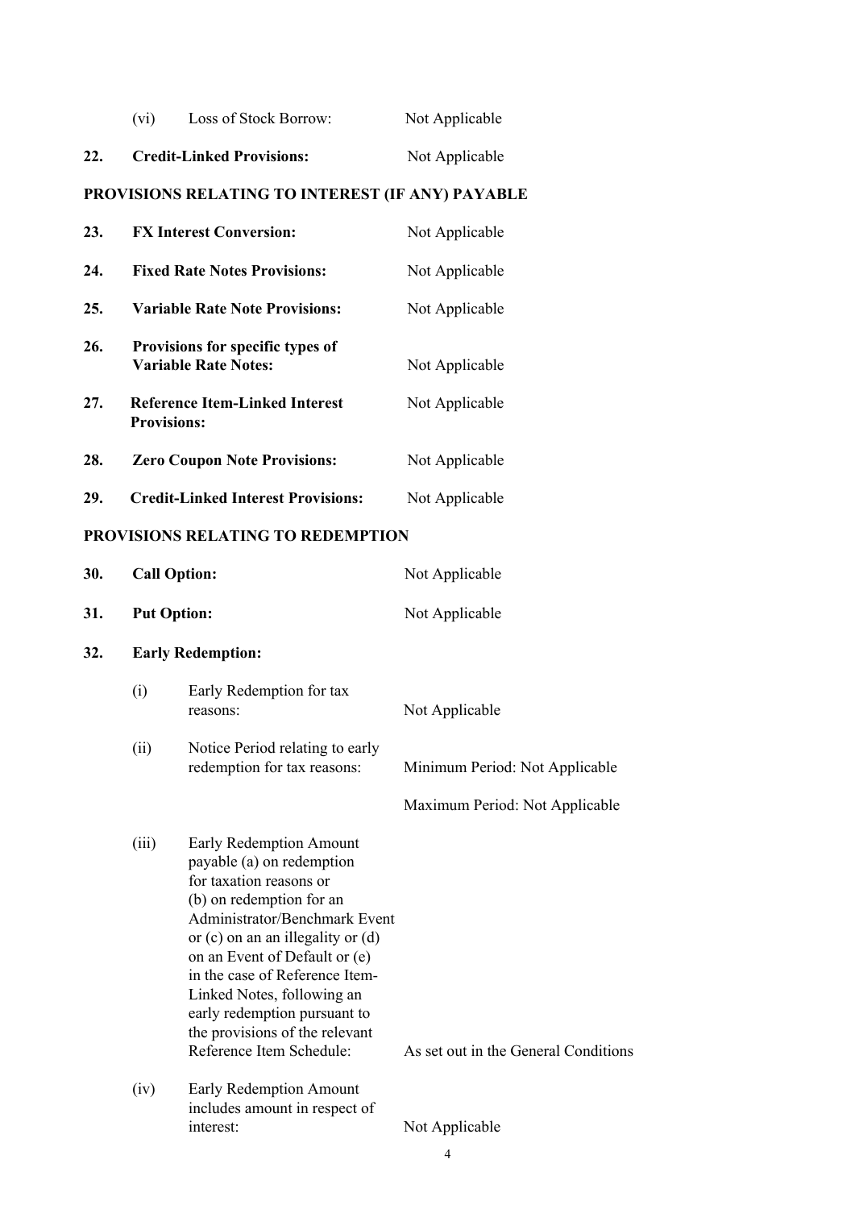| | | |
|---|---|---|
| (vi) | Loss of Stock Borrow: | Not Applicable |
| **22.** | **Credit-Linked Provisions:** | Not Applicable |

**PROVISIONS RELATING TO INTEREST (IF ANY) PAYABLE**

| | | |
|---|---|---|
| **23.** | **FX Interest Conversion:** | Not Applicable |
| **24.** | **Fixed Rate Notes Provisions:** | Not Applicable |
| **25.** | **Variable Rate Note Provisions:** | Not Applicable |
| **26.** | **Provisions for specific types of Variable Rate Notes:** | Not Applicable |
| **27.** | **Reference Item-Linked Interest Provisions:** | Not Applicable |
| **28.** | **Zero Coupon Note Provisions:** | Not Applicable |
| **29.** | **Credit-Linked Interest Provisions:** | Not Applicable |

**PROVISIONS RELATING TO REDEMPTION**

| | | |
|---|---|---|
| **30.** | **Call Option:** | Not Applicable |
| **31.** | **Put Option:** | Not Applicable |
| **32.** | **Early Redemption:** | |
| (i) | Early Redemption for tax reasons: | Not Applicable |
| (ii) | Notice Period relating to early redemption for tax reasons: | Minimum Period: Not Applicable<br>Maximum Period: Not Applicable |
| (iii) | Early Redemption Amount payable (a) on redemption for taxation reasons or (b) on redemption for an Administrator/Benchmark Event or (c) on an an illegality or (d) on an Event of Default or (e) in the case of Reference Item-Linked Notes, following an early redemption pursuant to the provisions of the relevant Reference Item Schedule: | As set out in the General Conditions |
| (iv) | Early Redemption Amount includes amount in respect of interest: | Not Applicable |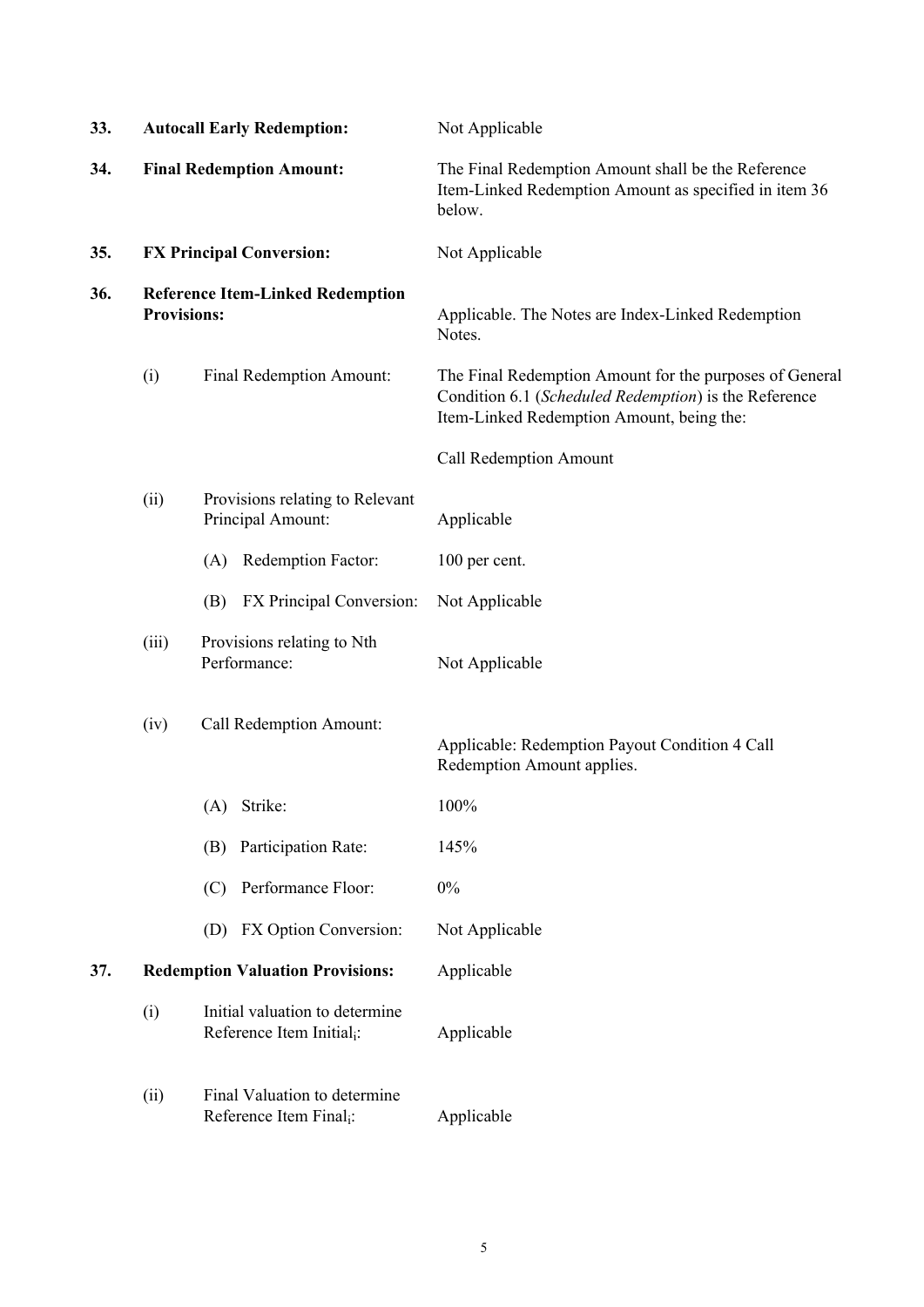| | | |
|---|---|---|
| **33.** | **Autocall Early Redemption:** | Not Applicable |
| **34.** | **Final Redemption Amount:** | The Final Redemption Amount shall be the Reference Item-Linked Redemption Amount as specified in item 36 below. |
| **35.** | **FX Principal Conversion:** | Not Applicable |
| **36.** | **Reference Item-Linked Redemption Provisions:** | Applicable. The Notes are Index-Linked Redemption Notes. |
| | (i) Final Redemption Amount: | The Final Redemption Amount for the purposes of General Condition 6.1 (*Scheduled Redemption*) is the Reference Item-Linked Redemption Amount, being the:<br><br>Call Redemption Amount |
| | (ii) Provisions relating to Relevant Principal Amount: | Applicable |
| | (A) Redemption Factor: | 100 per cent. |
| | (B) FX Principal Conversion: | Not Applicable |
| | (iii) Provisions relating to Nth Performance: | Not Applicable |
| | (iv) Call Redemption Amount: | Applicable: Redemption Payout Condition 4 Call Redemption Amount applies. |
| | (A) Strike: | 100% |
| | (B) Participation Rate: | 145% |
| | (C) Performance Floor: | 0% |
| | (D) FX Option Conversion: | Not Applicable |
| **37.** | **Redemption Valuation Provisions:** | Applicable |
| | (i) Initial valuation to determine Reference Item $\text{Initial}_i$: | Applicable |
| | (ii) Final Valuation to determine Reference Item $\text{Final}_i$: | Applicable |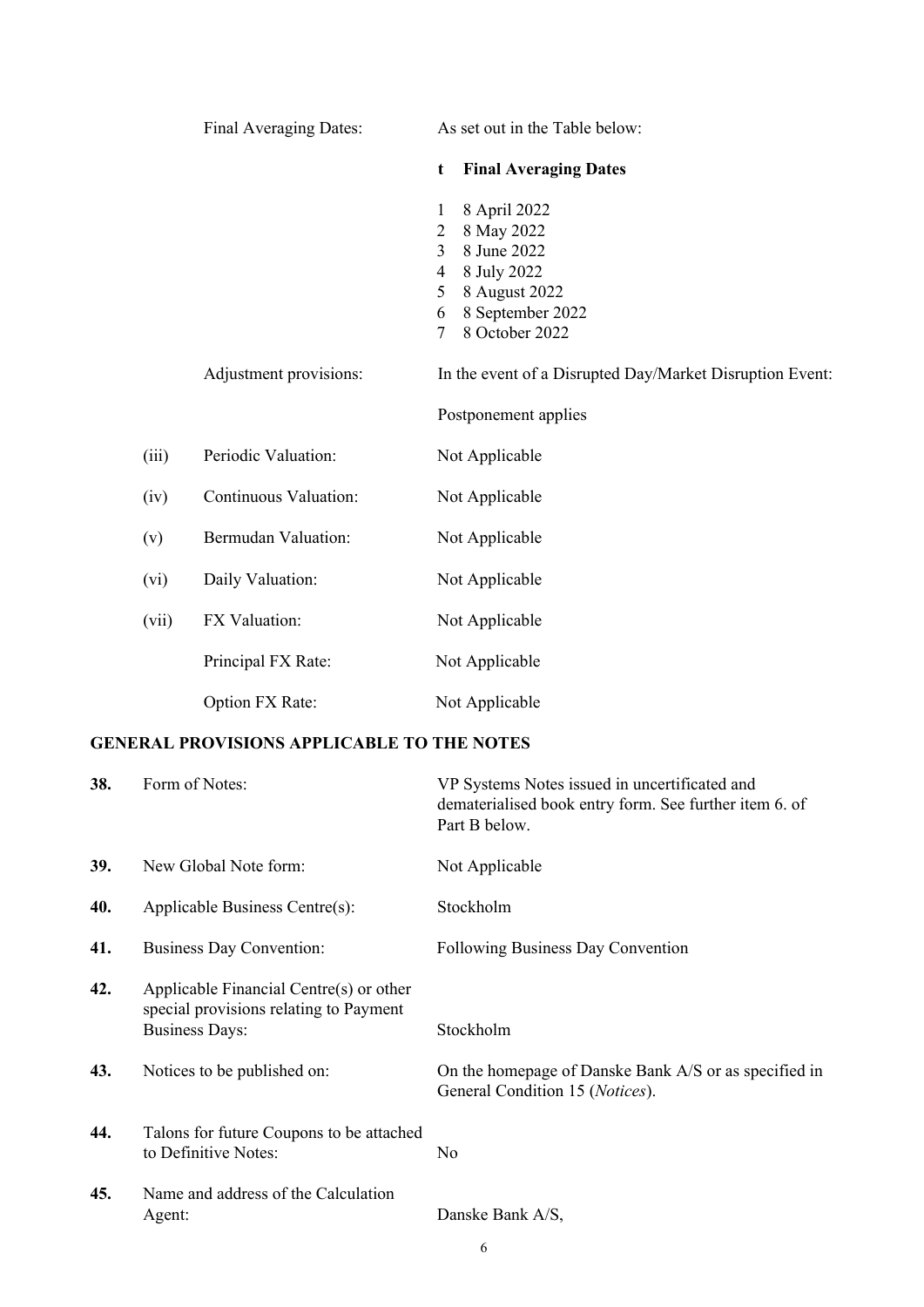| | | |
|---|---|---|
| | Final Averaging Dates: | As set out in the Table below: |

| t | Final Averaging Dates |
|---|---|
| 1 | 8 April 2022 |
| 2 | 8 May 2022 |
| 3 | 8 June 2022 |
| 4 | 8 July 2022 |
| 5 | 8 August 2022 |
| 6 | 8 September 2022 |
| 7 | 8 October 2022 |

| | | |
|---|---|---|
| | Adjustment provisions: | In the event of a Disrupted Day/Market Disruption Event:<br><br>Postponement applies |
| (iii) | Periodic Valuation: | Not Applicable |
| (iv) | Continuous Valuation: | Not Applicable |
| (v) | Bermudan Valuation: | Not Applicable |
| (vi) | Daily Valuation: | Not Applicable |
| (vii) | FX Valuation: | Not Applicable |
| | Principal FX Rate: | Not Applicable |
| | Option FX Rate: | Not Applicable |

## GENERAL PROVISIONS APPLICABLE TO THE NOTES

| | | |
|---|---|---|
| **38.** | Form of Notes: | VP Systems Notes issued in uncertificated and dematerialised book entry form. See further item 6. of Part B below. |
| **39.** | New Global Note form: | Not Applicable |
| **40.** | Applicable Business Centre(s): | Stockholm |
| **41.** | Business Day Convention: | Following Business Day Convention |
| **42.** | Applicable Financial Centre(s) or other special provisions relating to Payment Business Days: | Stockholm |
| **43.** | Notices to be published on: | On the homepage of Danske Bank A/S or as specified in General Condition 15 (*Notices*). |
| **44.** | Talons for future Coupons to be attached to Definitive Notes: | No |
| **45.** | Name and address of the Calculation Agent: | Danske Bank A/S, |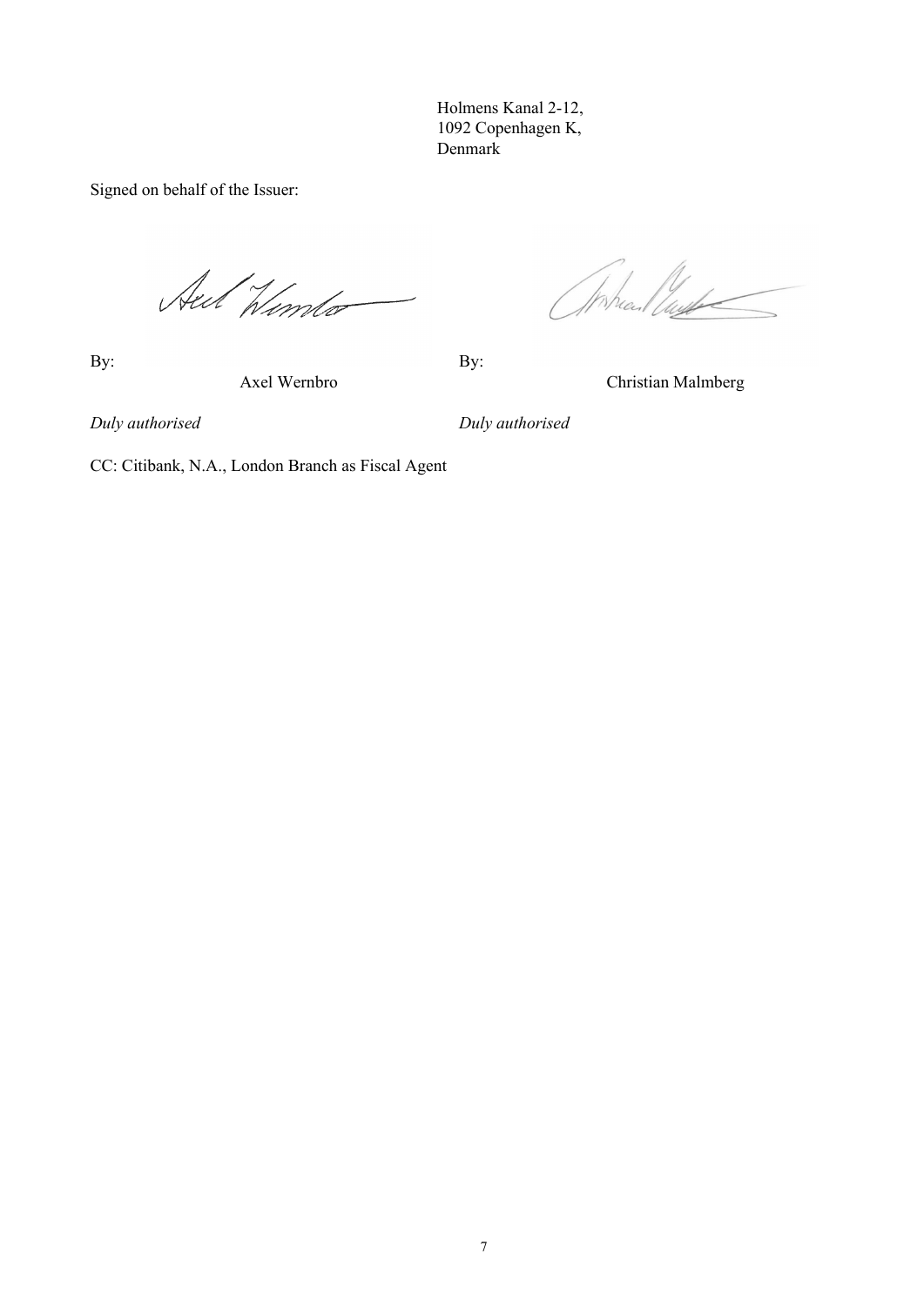Holmens Kanal 2-12,
1092 Copenhagen K,
Denmark

Signed on behalf of the Issuer:

By: Axel Wernbro

*Duly authorised*

By: Christian Malmberg

*Duly authorised*

CC: Citibank, N.A., London Branch as Fiscal Agent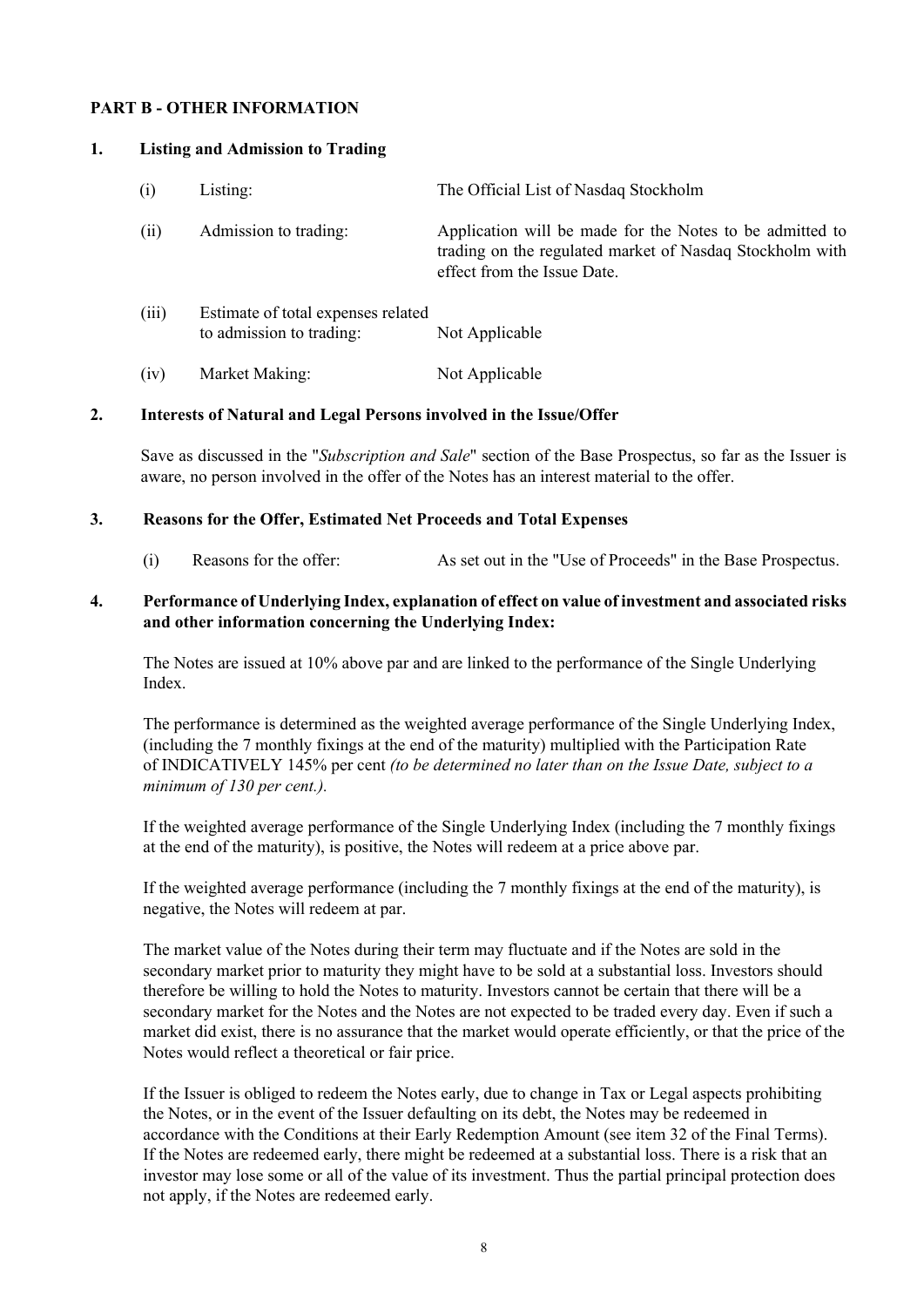## PART B - OTHER INFORMATION

### 1. Listing and Admission to Trading

| | | |
|---|---|---|
| (i) | Listing: | The Official List of Nasdaq Stockholm |
| (ii) | Admission to trading: | Application will be made for the Notes to be admitted to trading on the regulated market of Nasdaq Stockholm with effect from the Issue Date. |
| (iii) | Estimate of total expenses related to admission to trading: | Not Applicable |
| (iv) | Market Making: | Not Applicable |

### 2. Interests of Natural and Legal Persons involved in the Issue/Offer

Save as discussed in the "*Subscription and Sale*" section of the Base Prospectus, so far as the Issuer is aware, no person involved in the offer of the Notes has an interest material to the offer.

### 3. Reasons for the Offer, Estimated Net Proceeds and Total Expenses

(i) Reasons for the offer: As set out in the "Use of Proceeds" in the Base Prospectus.

### 4. Performance of Underlying Index, explanation of effect on value of investment and associated risks and other information concerning the Underlying Index:

The Notes are issued at 10% above par and are linked to the performance of the Single Underlying Index.

The performance is determined as the weighted average performance of the Single Underlying Index, (including the 7 monthly fixings at the end of the maturity) multiplied with the Participation Rate of INDICATIVELY 145% per cent *(to be determined no later than on the Issue Date, subject to a minimum of 130 per cent.).*

If the weighted average performance of the Single Underlying Index (including the 7 monthly fixings at the end of the maturity), is positive, the Notes will redeem at a price above par.

If the weighted average performance (including the 7 monthly fixings at the end of the maturity), is negative, the Notes will redeem at par.

The market value of the Notes during their term may fluctuate and if the Notes are sold in the secondary market prior to maturity they might have to be sold at a substantial loss. Investors should therefore be willing to hold the Notes to maturity. Investors cannot be certain that there will be a secondary market for the Notes and the Notes are not expected to be traded every day. Even if such a market did exist, there is no assurance that the market would operate efficiently, or that the price of the Notes would reflect a theoretical or fair price.

If the Issuer is obliged to redeem the Notes early, due to change in Tax or Legal aspects prohibiting the Notes, or in the event of the Issuer defaulting on its debt, the Notes may be redeemed in accordance with the Conditions at their Early Redemption Amount (see item 32 of the Final Terms). If the Notes are redeemed early, there might be redeemed at a substantial loss. There is a risk that an investor may lose some or all of the value of its investment. Thus the partial principal protection does not apply, if the Notes are redeemed early.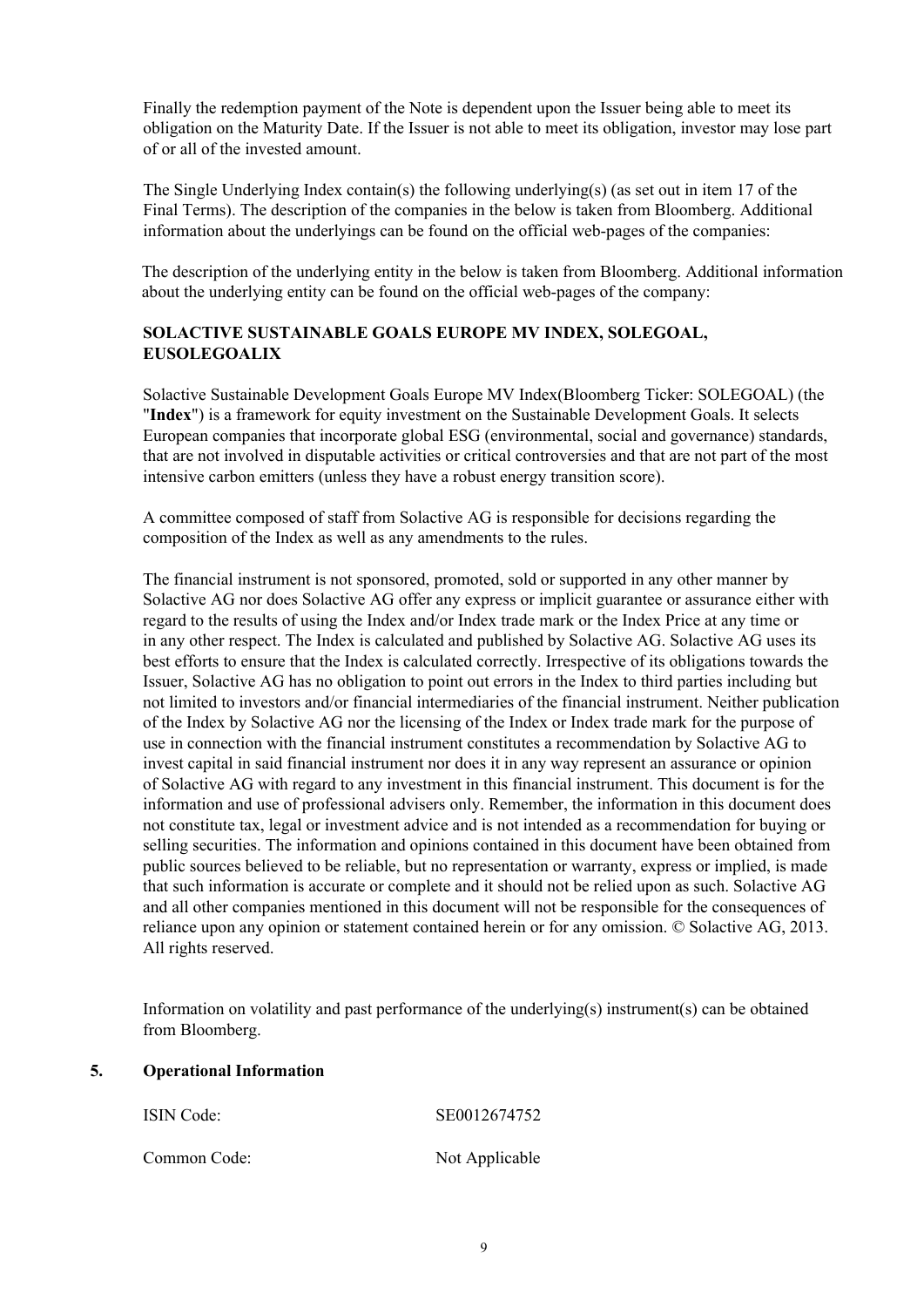Finally the redemption payment of the Note is dependent upon the Issuer being able to meet its obligation on the Maturity Date. If the Issuer is not able to meet its obligation, investor may lose part of or all of the invested amount.

The Single Underlying Index contain(s) the following underlying(s) (as set out in item 17 of the Final Terms). The description of the companies in the below is taken from Bloomberg. Additional information about the underlyings can be found on the official web-pages of the companies:

The description of the underlying entity in the below is taken from Bloomberg. Additional information about the underlying entity can be found on the official web-pages of the company:

**SOLACTIVE SUSTAINABLE GOALS EUROPE MV INDEX, SOLEGOAL, EUSOLEGOALIX**

Solactive Sustainable Development Goals Europe MV Index(Bloomberg Ticker: SOLEGOAL) (the "**Index**") is a framework for equity investment on the Sustainable Development Goals. It selects European companies that incorporate global ESG (environmental, social and governance) standards, that are not involved in disputable activities or critical controversies and that are not part of the most intensive carbon emitters (unless they have a robust energy transition score).

A committee composed of staff from Solactive AG is responsible for decisions regarding the composition of the Index as well as any amendments to the rules.

The financial instrument is not sponsored, promoted, sold or supported in any other manner by Solactive AG nor does Solactive AG offer any express or implicit guarantee or assurance either with regard to the results of using the Index and/or Index trade mark or the Index Price at any time or in any other respect. The Index is calculated and published by Solactive AG. Solactive AG uses its best efforts to ensure that the Index is calculated correctly. Irrespective of its obligations towards the Issuer, Solactive AG has no obligation to point out errors in the Index to third parties including but not limited to investors and/or financial intermediaries of the financial instrument. Neither publication of the Index by Solactive AG nor the licensing of the Index or Index trade mark for the purpose of use in connection with the financial instrument constitutes a recommendation by Solactive AG to invest capital in said financial instrument nor does it in any way represent an assurance or opinion of Solactive AG with regard to any investment in this financial instrument. This document is for the information and use of professional advisers only. Remember, the information in this document does not constitute tax, legal or investment advice and is not intended as a recommendation for buying or selling securities. The information and opinions contained in this document have been obtained from public sources believed to be reliable, but no representation or warranty, express or implied, is made that such information is accurate or complete and it should not be relied upon as such. Solactive AG and all other companies mentioned in this document will not be responsible for the consequences of reliance upon any opinion or statement contained herein or for any omission. © Solactive AG, 2013. All rights reserved.

Information on volatility and past performance of the underlying(s) instrument(s) can be obtained from Bloomberg.

## 5. Operational Information

| | |
|---|---|
| ISIN Code: | SE0012674752 |
| Common Code: | Not Applicable |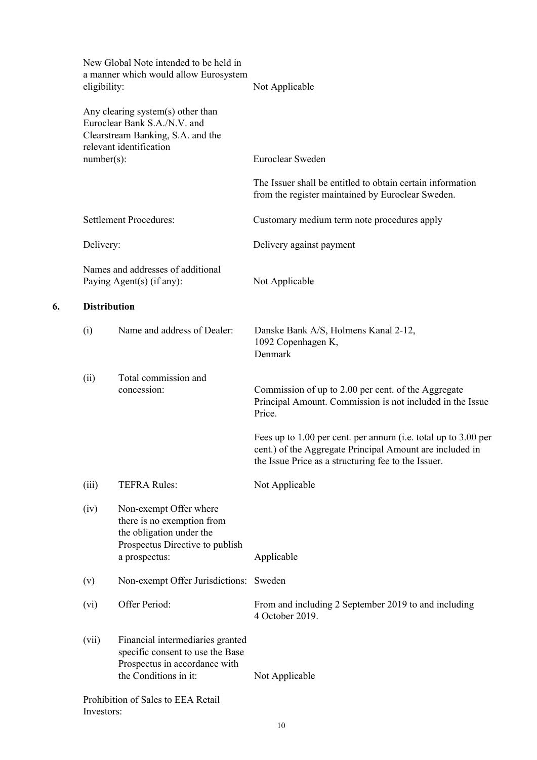| | |
|---|---|
| New Global Note intended to be held in a manner which would allow Eurosystem eligibility: | Not Applicable |
| Any clearing system(s) other than Euroclear Bank S.A./N.V. and Clearstream Banking, S.A. and the relevant identification number(s): | Euroclear Sweden<br><br>The Issuer shall be entitled to obtain certain information from the register maintained by Euroclear Sweden. |
| Settlement Procedures: | Customary medium term note procedures apply |
| Delivery: | Delivery against payment |
| Names and addresses of additional Paying Agent(s) (if any): | Not Applicable |

## 6. Distribution

| | | |
|---|---|---|
| (i) | Name and address of Dealer: | Danske Bank A/S, Holmens Kanal 2-12, 1092 Copenhagen K, Denmark |
| (ii) | Total commission and concession: | Commission of up to 2.00 per cent. of the Aggregate Principal Amount. Commission is not included in the Issue Price.<br><br>Fees up to 1.00 per cent. per annum (i.e. total up to 3.00 per cent.) of the Aggregate Principal Amount are included in the Issue Price as a structuring fee to the Issuer. |
| (iii) | TEFRA Rules: | Not Applicable |
| (iv) | Non-exempt Offer where there is no exemption from the obligation under the Prospectus Directive to publish a prospectus: | Applicable |
| (v) | Non-exempt Offer Jurisdictions: | Sweden |
| (vi) | Offer Period: | From and including 2 September 2019 to and including 4 October 2019. |
| (vii) | Financial intermediaries granted specific consent to use the Base Prospectus in accordance with the Conditions in it: | Not Applicable |

Prohibition of Sales to EEA Retail Investors: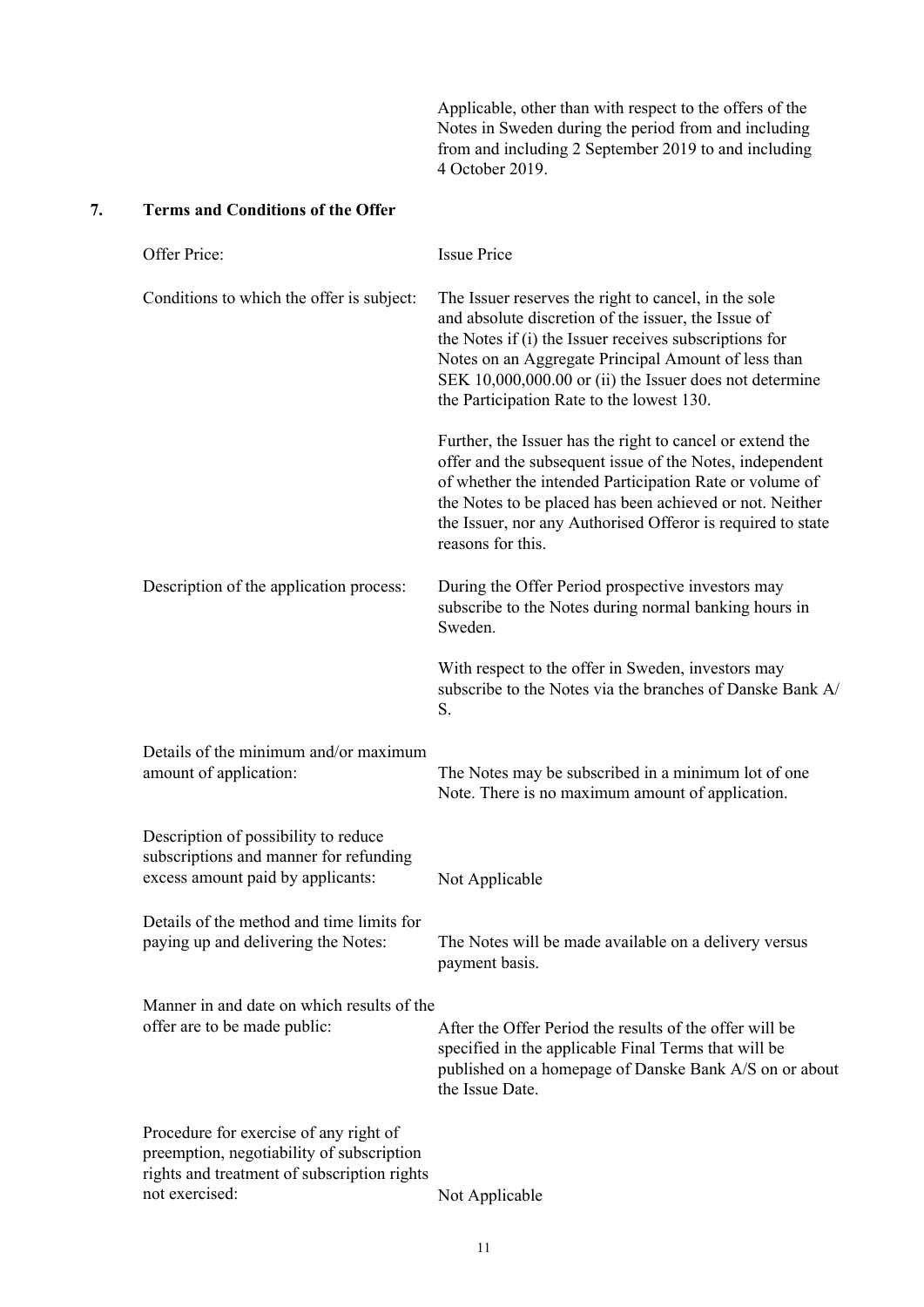Applicable, other than with respect to the offers of the Notes in Sweden during the period from and including from and including 2 September 2019 to and including 4 October 2019.

## 7. Terms and Conditions of the Offer

| | |
|---|---|
| Offer Price: | Issue Price |
| Conditions to which the offer is subject: | The Issuer reserves the right to cancel, in the sole and absolute discretion of the issuer, the Issue of the Notes if (i) the Issuer receives subscriptions for Notes on an Aggregate Principal Amount of less than SEK 10,000,000.00 or (ii) the Issuer does not determine the Participation Rate to the lowest 130.<br><br>Further, the Issuer has the right to cancel or extend the offer and the subsequent issue of the Notes, independent of whether the intended Participation Rate or volume of the Notes to be placed has been achieved or not. Neither the Issuer, nor any Authorised Offeror is required to state reasons for this. |
| Description of the application process: | During the Offer Period prospective investors may subscribe to the Notes during normal banking hours in Sweden.<br><br>With respect to the offer in Sweden, investors may subscribe to the Notes via the branches of Danske Bank A/S. |
| Details of the minimum and/or maximum amount of application: | The Notes may be subscribed in a minimum lot of one Note. There is no maximum amount of application. |
| Description of possibility to reduce subscriptions and manner for refunding excess amount paid by applicants: | Not Applicable |
| Details of the method and time limits for paying up and delivering the Notes: | The Notes will be made available on a delivery versus payment basis. |
| Manner in and date on which results of the offer are to be made public: | After the Offer Period the results of the offer will be specified in the applicable Final Terms that will be published on a homepage of Danske Bank A/S on or about the Issue Date. |
| Procedure for exercise of any right of preemption, negotiability of subscription rights and treatment of subscription rights not exercised: | Not Applicable |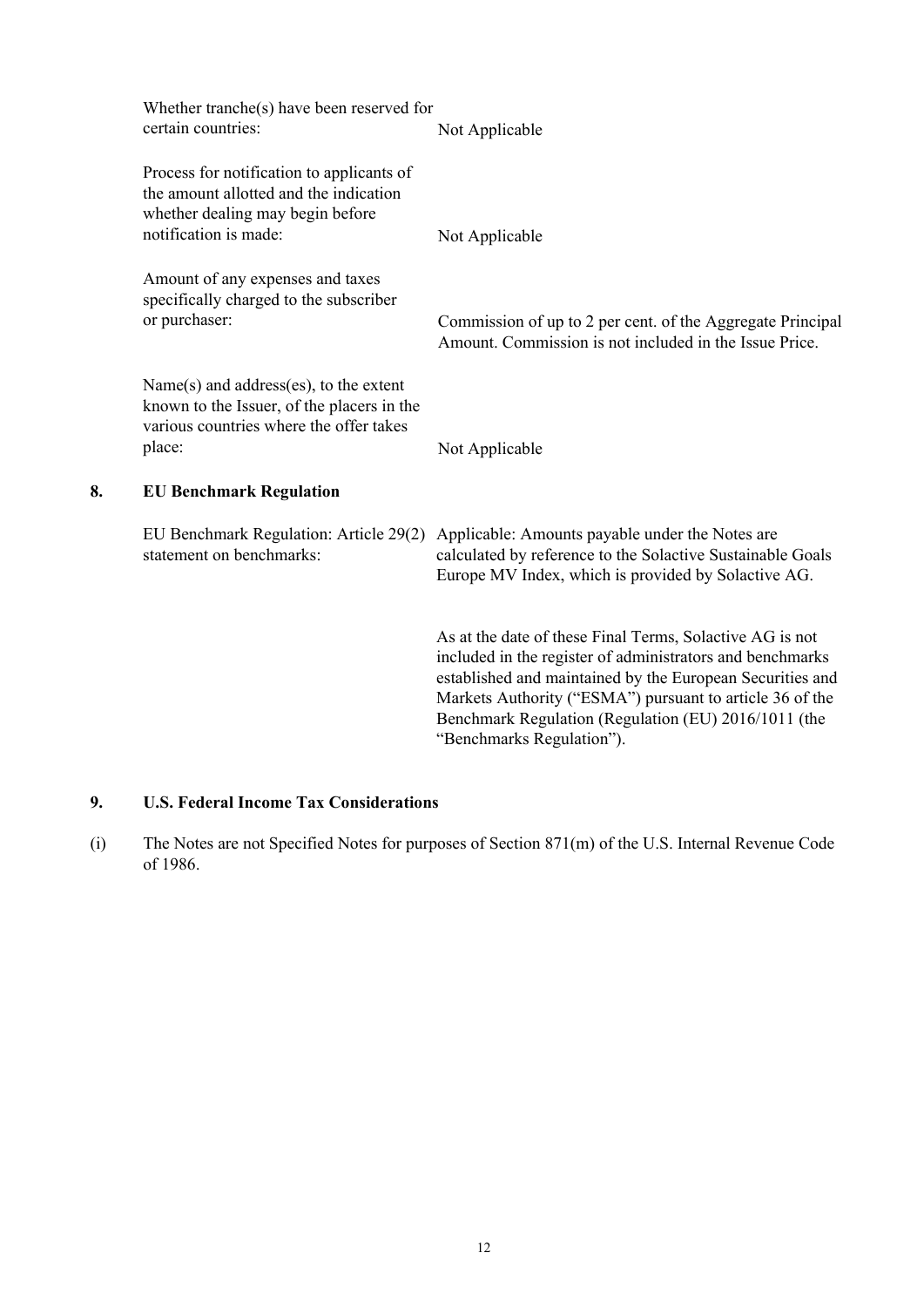| | |
|---|---|
| Whether tranche(s) have been reserved for certain countries: | Not Applicable |
| Process for notification to applicants of the amount allotted and the indication whether dealing may begin before notification is made: | Not Applicable |
| Amount of any expenses and taxes specifically charged to the subscriber or purchaser: | Commission of up to 2 per cent. of the Aggregate Principal Amount. Commission is not included in the Issue Price. |
| Name(s) and address(es), to the extent known to the Issuer, of the placers in the various countries where the offer takes place: | Not Applicable |

## 8. EU Benchmark Regulation

| | |
|---|---|
| EU Benchmark Regulation: Article 29(2) statement on benchmarks: | Applicable: Amounts payable under the Notes are calculated by reference to the Solactive Sustainable Goals Europe MV Index, which is provided by Solactive AG.<br><br>As at the date of these Final Terms, Solactive AG is not included in the register of administrators and benchmarks established and maintained by the European Securities and Markets Authority ("ESMA") pursuant to article 36 of the Benchmark Regulation (Regulation (EU) 2016/1011 (the "Benchmarks Regulation"). |

## 9. U.S. Federal Income Tax Considerations

(i) The Notes are not Specified Notes for purposes of Section 871(m) of the U.S. Internal Revenue Code of 1986.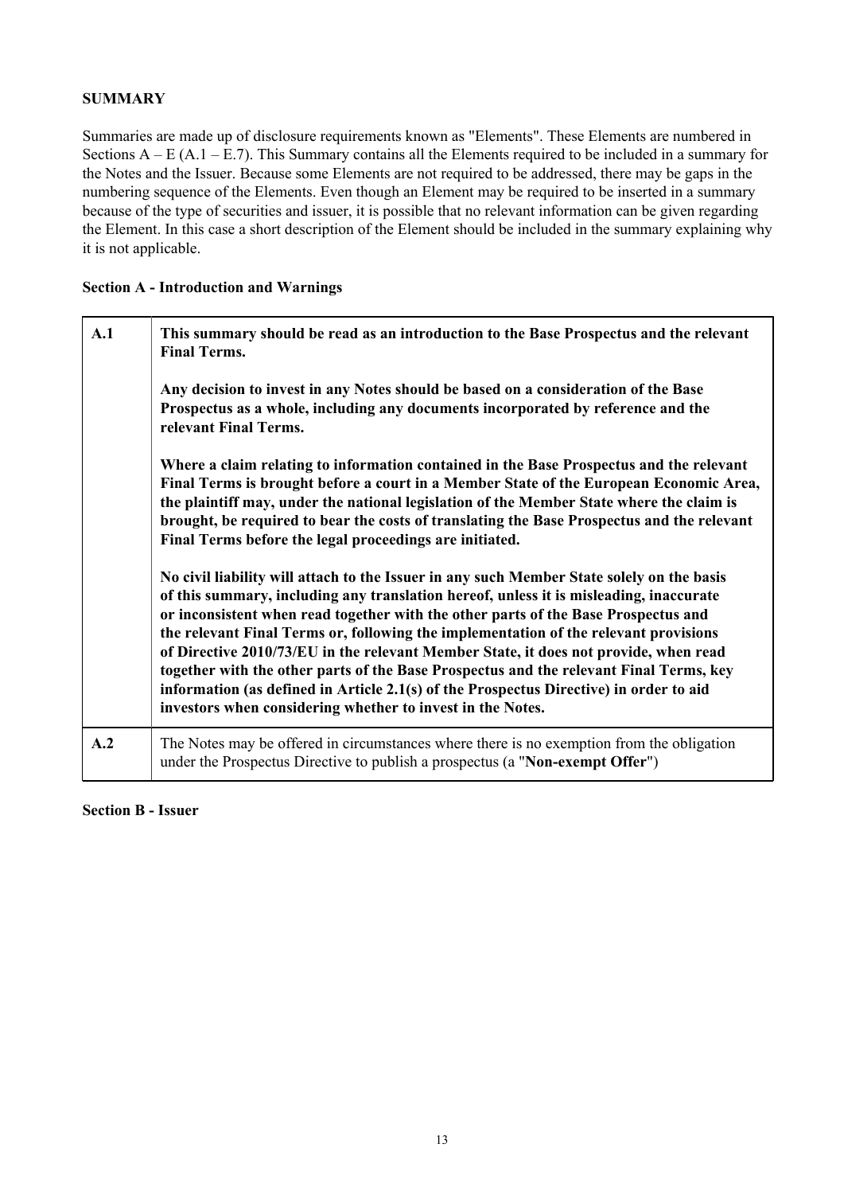## SUMMARY

Summaries are made up of disclosure requirements known as "Elements". These Elements are numbered in Sections A – E (A.1 – E.7). This Summary contains all the Elements required to be included in a summary for the Notes and the Issuer. Because some Elements are not required to be addressed, there may be gaps in the numbering sequence of the Elements. Even though an Element may be required to be inserted in a summary because of the type of securities and issuer, it is possible that no relevant information can be given regarding the Element. In this case a short description of the Element should be included in the summary explaining why it is not applicable.

### Section A - Introduction and Warnings

| | |
|---|---|
| **A.1** | **This summary should be read as an introduction to the Base Prospectus and the relevant Final Terms.**<br><br>**Any decision to invest in any Notes should be based on a consideration of the Base Prospectus as a whole, including any documents incorporated by reference and the relevant Final Terms.**<br><br>**Where a claim relating to information contained in the Base Prospectus and the relevant Final Terms is brought before a court in a Member State of the European Economic Area, the plaintiff may, under the national legislation of the Member State where the claim is brought, be required to bear the costs of translating the Base Prospectus and the relevant Final Terms before the legal proceedings are initiated.**<br><br>**No civil liability will attach to the Issuer in any such Member State solely on the basis of this summary, including any translation hereof, unless it is misleading, inaccurate or inconsistent when read together with the other parts of the Base Prospectus and the relevant Final Terms or, following the implementation of the relevant provisions of Directive 2010/73/EU in the relevant Member State, it does not provide, when read together with the other parts of the Base Prospectus and the relevant Final Terms, key information (as defined in Article 2.1(s) of the Prospectus Directive) in order to aid investors when considering whether to invest in the Notes.** |
| **A.2** | The Notes may be offered in circumstances where there is no exemption from the obligation under the Prospectus Directive to publish a prospectus (a "**Non-exempt Offer**") |

### Section B - Issuer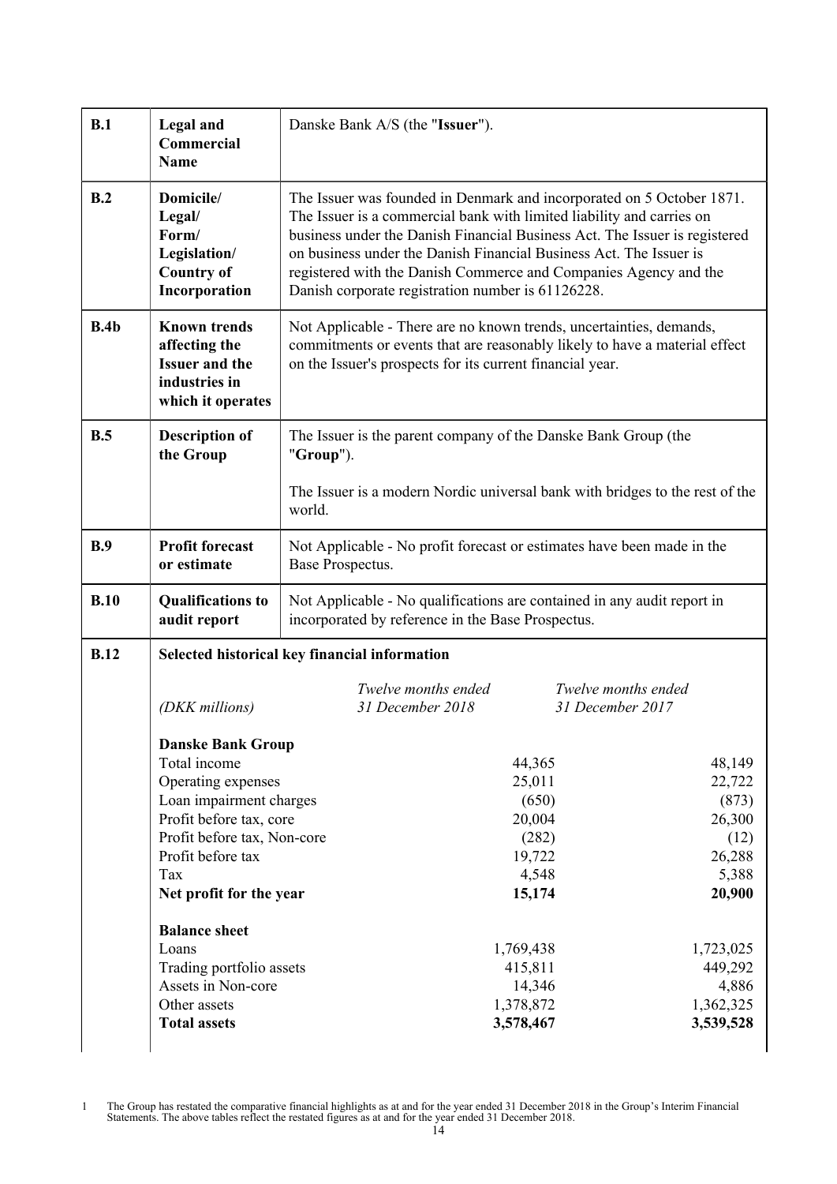| | | |
|---|---|---|
| **B.1** | **Legal and Commercial Name** | Danske Bank A/S (the "**Issuer**"). |
| **B.2** | **Domicile/ Legal/ Form/ Legislation/ Country of Incorporation** | The Issuer was founded in Denmark and incorporated on 5 October 1871. The Issuer is a commercial bank with limited liability and carries on business under the Danish Financial Business Act. The Issuer is registered on business under the Danish Financial Business Act. The Issuer is registered with the Danish Commerce and Companies Agency and the Danish corporate registration number is 61126228. |
| **B.4b** | **Known trends affecting the Issuer and the industries in which it operates** | Not Applicable - There are no known trends, uncertainties, demands, commitments or events that are reasonably likely to have a material effect on the Issuer's prospects for its current financial year. |
| **B.5** | **Description of the Group** | The Issuer is the parent company of the Danske Bank Group (the "**Group**").<br><br>The Issuer is a modern Nordic universal bank with bridges to the rest of the world. |
| **B.9** | **Profit forecast or estimate** | Not Applicable - No profit forecast or estimates have been made in the Base Prospectus. |
| **B.10** | **Qualifications to audit report** | Not Applicable - No qualifications are contained in any audit report in incorporated by reference in the Base Prospectus. |
| **B.12** | **Selected historical key financial information** | |

| *(DKK millions)* | *Twelve months ended 31 December 2018* | *Twelve months ended 31 December 2017* |
|---|---|---|
| **Danske Bank Group** | | |
| Total income | 44,365 | 48,149 |
| Operating expenses | 25,011 | 22,722 |
| Loan impairment charges | (650) | (873) |
| Profit before tax, core | 20,004 | 26,300 |
| Profit before tax, Non-core | (282) | (12) |
| Profit before tax | 19,722 | 26,288 |
| Tax | 4,548 | 5,388 |
| **Net profit for the year** | **15,174** | **20,900** |
| **Balance sheet** | | |
| Loans | 1,769,438 | 1,723,025 |
| Trading portfolio assets | 415,811 | 449,292 |
| Assets in Non-core | 14,346 | 4,886 |
| Other assets | 1,378,872 | 1,362,325 |
| **Total assets** | **3,578,467** | **3,539,528** |

1 The Group has restated the comparative financial highlights as at and for the year ended 31 December 2018 in the Group's Interim Financial Statements. The above tables reflect the restated figures as at and for the year ended 31 December 2018.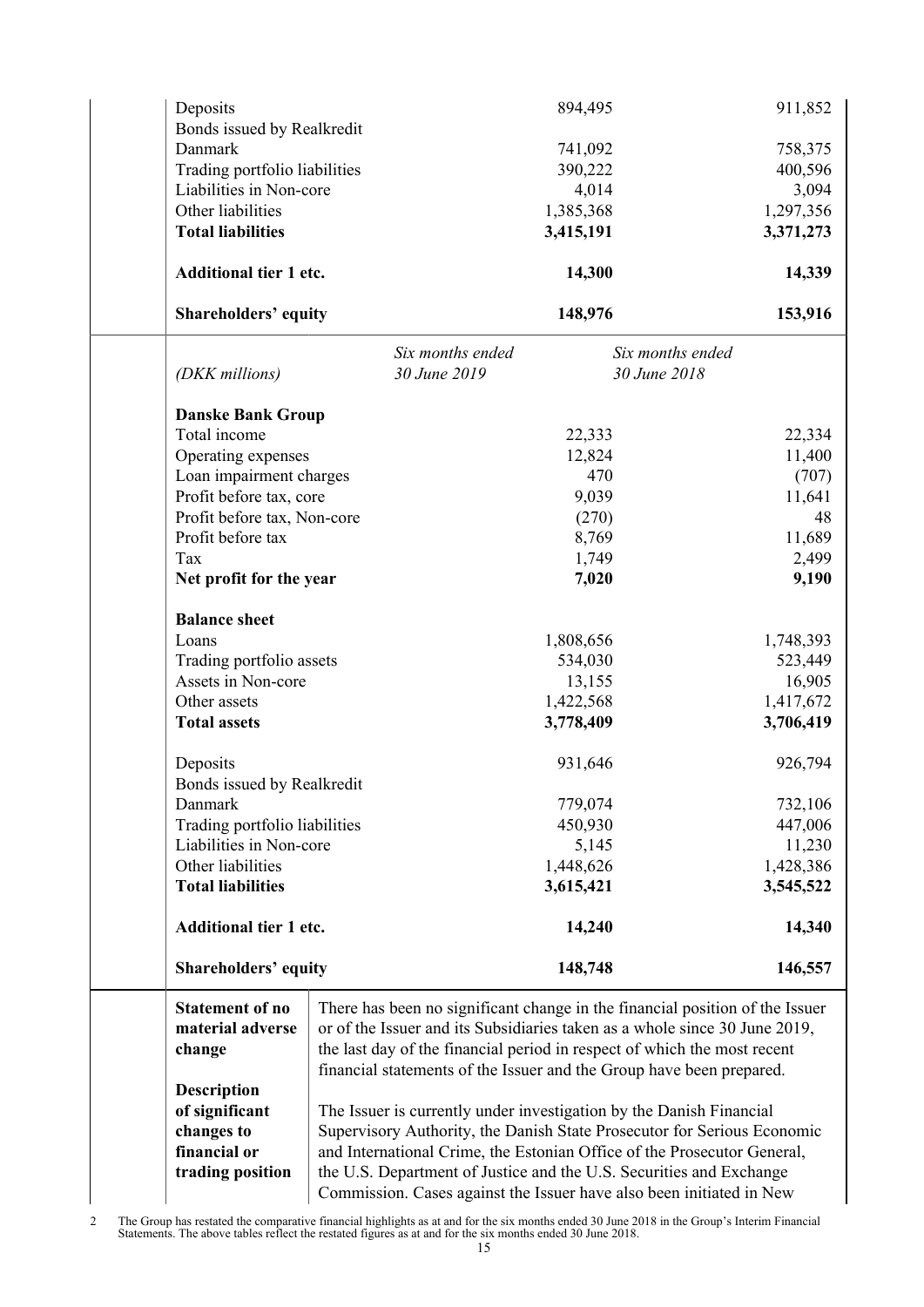| | | |
|---|---|---|
| Deposits | 894,495 | 911,852 |
| Bonds issued by Realkredit Danmark | 741,092 | 758,375 |
| Trading portfolio liabilities | 390,222 | 400,596 |
| Liabilities in Non-core | 4,014 | 3,094 |
| Other liabilities | 1,385,368 | 1,297,356 |
| **Total liabilities** | **3,415,191** | **3,371,273** |
| **Additional tier 1 etc.** | **14,300** | **14,339** |
| **Shareholders' equity** | **148,976** | **153,916** |

| *(DKK millions)* | *Six months ended 30 June 2019* | *Six months ended 30 June 2018* |
|---|---|---|
| **Danske Bank Group** | | |
| Total income | 22,333 | 22,334 |
| Operating expenses | 12,824 | 11,400 |
| Loan impairment charges | 470 | (707) |
| Profit before tax, core | 9,039 | 11,641 |
| Profit before tax, Non-core | (270) | 48 |
| Profit before tax | 8,769 | 11,689 |
| Tax | 1,749 | 2,499 |
| **Net profit for the year** | **7,020** | **9,190** |
| **Balance sheet** | | |
| Loans | 1,808,656 | 1,748,393 |
| Trading portfolio assets | 534,030 | 523,449 |
| Assets in Non-core | 13,155 | 16,905 |
| Other assets | 1,422,568 | 1,417,672 |
| **Total assets** | **3,778,409** | **3,706,419** |
| Deposits | 931,646 | 926,794 |
| Bonds issued by Realkredit Danmark | 779,074 | 732,106 |
| Trading portfolio liabilities | 450,930 | 447,006 |
| Liabilities in Non-core | 5,145 | 11,230 |
| Other liabilities | 1,448,626 | 1,428,386 |
| **Total liabilities** | **3,615,421** | **3,545,522** |
| **Additional tier 1 etc.** | **14,240** | **14,340** |
| **Shareholders' equity** | **148,748** | **146,557** |

| | |
|---|---|
| **Statement of no material adverse change** | There has been no significant change in the financial position of the Issuer or of the Issuer and its Subsidiaries taken as a whole since 30 June 2019, the last day of the financial period in respect of which the most recent financial statements of the Issuer and the Group have been prepared. |
| **Description of significant changes to financial or trading position** | The Issuer is currently under investigation by the Danish Financial Supervisory Authority, the Danish State Prosecutor for Serious Economic and International Crime, the Estonian Office of the Prosecutor General, the U.S. Department of Justice and the U.S. Securities and Exchange Commission. Cases against the Issuer have also been initiated in New |

2 The Group has restated the comparative financial highlights as at and for the six months ended 30 June 2018 in the Group's Interim Financial Statements. The above tables reflect the restated figures as at and for the six months ended 30 June 2018.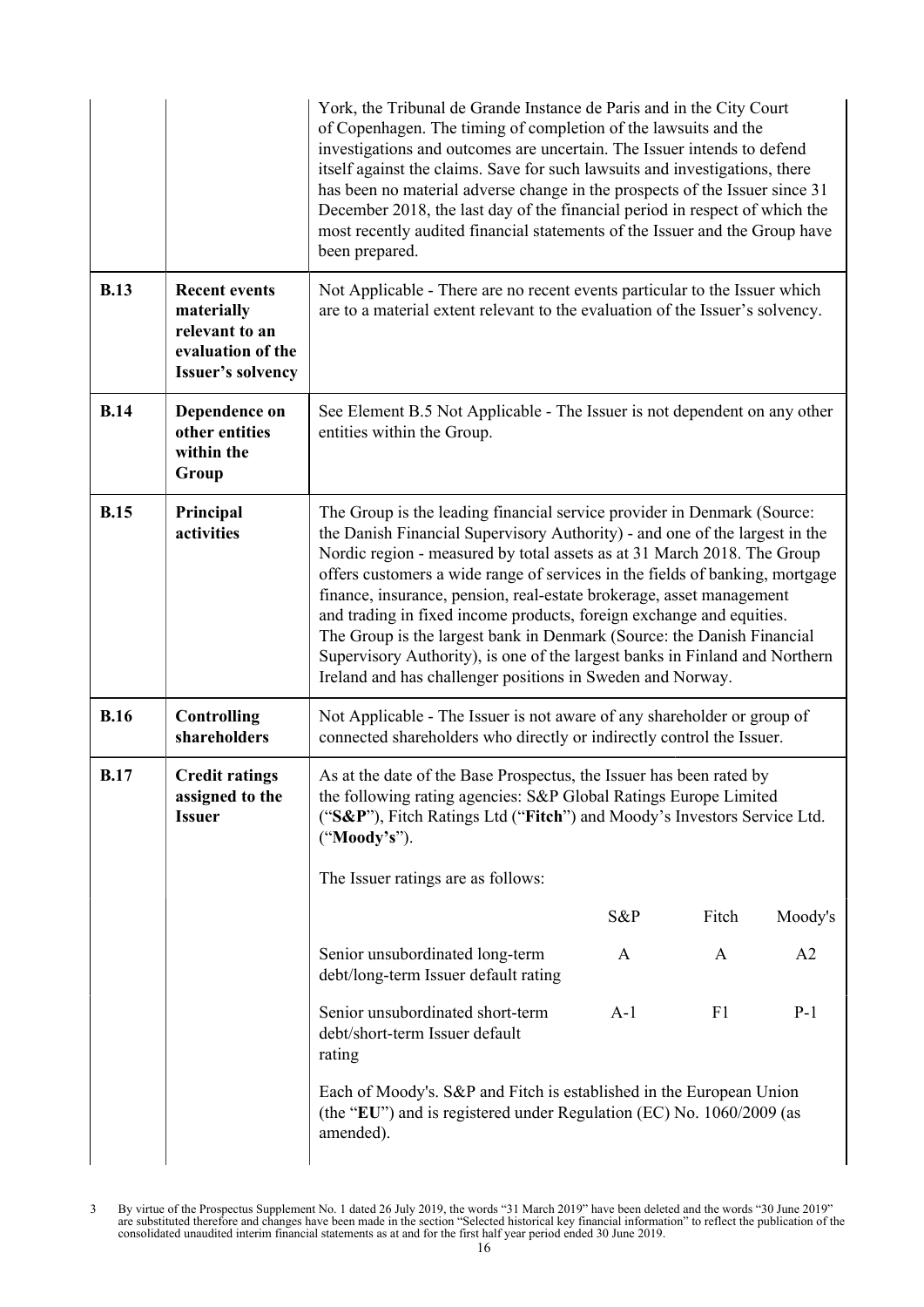| | | |
|---|---|---|
| | | York, the Tribunal de Grande Instance de Paris and in the City Court of Copenhagen. The timing of completion of the lawsuits and the investigations and outcomes are uncertain. The Issuer intends to defend itself against the claims. Save for such lawsuits and investigations, there has been no material adverse change in the prospects of the Issuer since 31 December 2018, the last day of the financial period in respect of which the most recently audited financial statements of the Issuer and the Group have been prepared. |
| **B.13** | **Recent events materially relevant to an evaluation of the Issuer's solvency** | Not Applicable - There are no recent events particular to the Issuer which are to a material extent relevant to the evaluation of the Issuer's solvency. |
| **B.14** | **Dependence on other entities within the Group** | See Element B.5 Not Applicable - The Issuer is not dependent on any other entities within the Group. |
| **B.15** | **Principal activities** | The Group is the leading financial service provider in Denmark (Source: the Danish Financial Supervisory Authority) - and one of the largest in the Nordic region - measured by total assets as at 31 March 2018. The Group offers customers a wide range of services in the fields of banking, mortgage finance, insurance, pension, real-estate brokerage, asset management and trading in fixed income products, foreign exchange and equities. The Group is the largest bank in Denmark (Source: the Danish Financial Supervisory Authority), is one of the largest banks in Finland and Northern Ireland and has challenger positions in Sweden and Norway. |
| **B.16** | **Controlling shareholders** | Not Applicable - The Issuer is not aware of any shareholder or group of connected shareholders who directly or indirectly control the Issuer. |
| **B.17** | **Credit ratings assigned to the Issuer** | As at the date of the Base Prospectus, the Issuer has been rated by the following rating agencies: S&P Global Ratings Europe Limited ("**S&P**"), Fitch Ratings Ltd ("**Fitch**") and Moody's Investors Service Ltd. ("**Moody's**").<br><br>The Issuer ratings are as follows:<br><br>(see ratings table below)<br><br>Each of Moody's. S&P and Fitch is established in the European Union (the "**EU**") and is registered under Regulation (EC) No. 1060/2009 (as amended). |

| | S&P | Fitch | Moody's |
|---|---|---|---|
| Senior unsubordinated long-term debt/long-term Issuer default rating | A | A | A2 |
| Senior unsubordinated short-term debt/short-term Issuer default rating | A-1 | F1 | P-1 |

3 By virtue of the Prospectus Supplement No. 1 dated 26 July 2019, the words "31 March 2019" have been deleted and the words "30 June 2019" are substituted therefore and changes have been made in the section "Selected historical key financial information" to reflect the publication of the consolidated unaudited interim financial statements as at and for the first half year period ended 30 June 2019.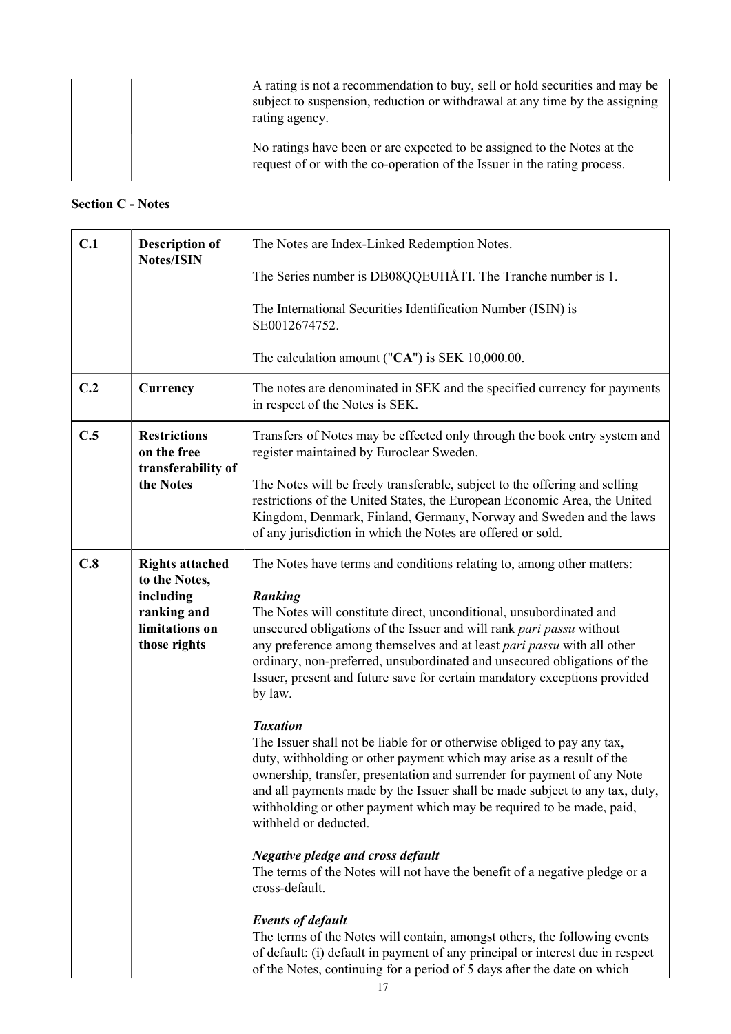| | | A rating is not a recommendation to buy, sell or hold securities and may be subject to suspension, reduction or withdrawal at any time by the assigning rating agency.<br><br>No ratings have been or are expected to be assigned to the Notes at the request of or with the co-operation of the Issuer in the rating process. |
|---|---|---|

**Section C - Notes**

| | | |
|---|---|---|
| **C.1** | **Description of Notes/ISIN** | The Notes are Index-Linked Redemption Notes.<br><br>The Series number is DB08QQEUHÅTI. The Tranche number is 1.<br><br>The International Securities Identification Number (ISIN) is SE0012674752.<br><br>The calculation amount ("**CA**") is SEK 10,000.00. |
| **C.2** | **Currency** | The notes are denominated in SEK and the specified currency for payments in respect of the Notes is SEK. |
| **C.5** | **Restrictions on the free transferability of the Notes** | Transfers of Notes may be effected only through the book entry system and register maintained by Euroclear Sweden.<br><br>The Notes will be freely transferable, subject to the offering and selling restrictions of the United States, the European Economic Area, the United Kingdom, Denmark, Finland, Germany, Norway and Sweden and the laws of any jurisdiction in which the Notes are offered or sold. |
| **C.8** | **Rights attached to the Notes, including ranking and limitations on those rights** | The Notes have terms and conditions relating to, among other matters:<br><br>***Ranking***<br>The Notes will constitute direct, unconditional, unsubordinated and unsecured obligations of the Issuer and will rank *pari passu* without any preference among themselves and at least *pari passu* with all other ordinary, non-preferred, unsubordinated and unsecured obligations of the Issuer, present and future save for certain mandatory exceptions provided by law.<br><br>***Taxation***<br>The Issuer shall not be liable for or otherwise obliged to pay any tax, duty, withholding or other payment which may arise as a result of the ownership, transfer, presentation and surrender for payment of any Note and all payments made by the Issuer shall be made subject to any tax, duty, withholding or other payment which may be required to be made, paid, withheld or deducted.<br><br>***Negative pledge and cross default***<br>The terms of the Notes will not have the benefit of a negative pledge or a cross-default.<br><br>***Events of default***<br>The terms of the Notes will contain, amongst others, the following events of default: (i) default in payment of any principal or interest due in respect of the Notes, continuing for a period of 5 days after the date on which |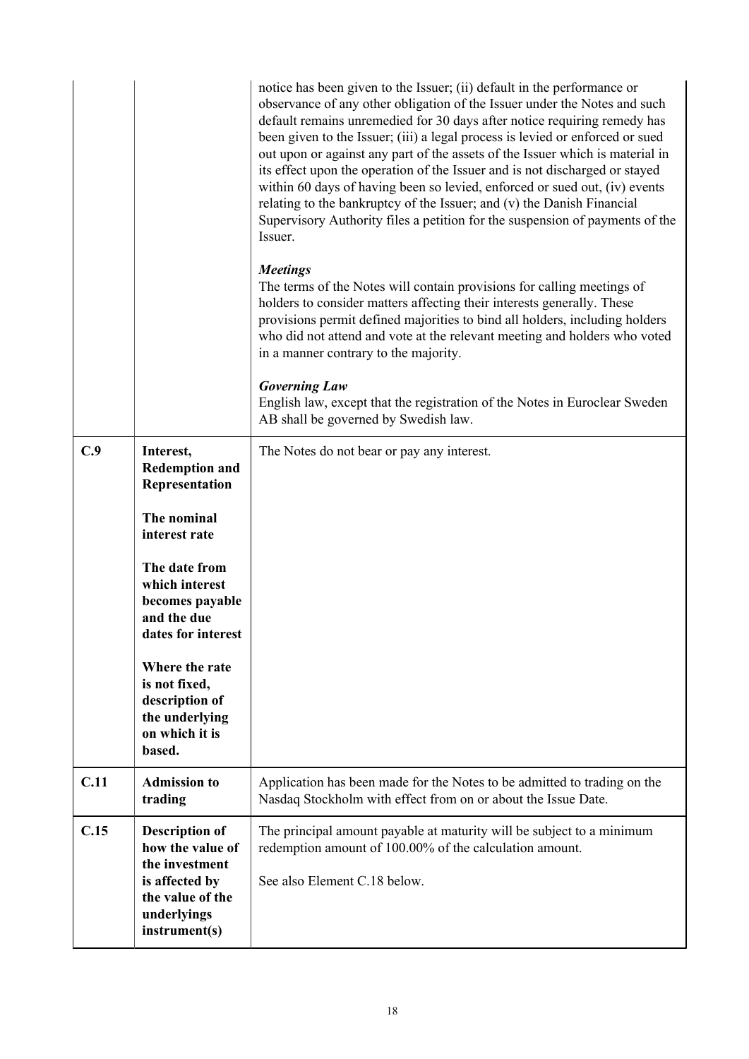| | | |
|---|---|---|
| | | notice has been given to the Issuer; (ii) default in the performance or observance of any other obligation of the Issuer under the Notes and such default remains unremedied for 30 days after notice requiring remedy has been given to the Issuer; (iii) a legal process is levied or enforced or sued out upon or against any part of the assets of the Issuer which is material in its effect upon the operation of the Issuer and is not discharged or stayed within 60 days of having been so levied, enforced or sued out, (iv) events relating to the bankruptcy of the Issuer; and (v) the Danish Financial Supervisory Authority files a petition for the suspension of payments of the Issuer.<br><br>***Meetings***<br>The terms of the Notes will contain provisions for calling meetings of holders to consider matters affecting their interests generally. These provisions permit defined majorities to bind all holders, including holders who did not attend and vote at the relevant meeting and holders who voted in a manner contrary to the majority.<br><br>***Governing Law***<br>English law, except that the registration of the Notes in Euroclear Sweden AB shall be governed by Swedish law. |
| **C.9** | **Interest, Redemption and Representation**<br><br>**The nominal interest rate**<br><br>**The date from which interest becomes payable and the due dates for interest**<br><br>**Where the rate is not fixed, description of the underlying on which it is based.** | The Notes do not bear or pay any interest. |
| **C.11** | **Admission to trading** | Application has been made for the Notes to be admitted to trading on the Nasdaq Stockholm with effect from on or about the Issue Date. |
| **C.15** | **Description of how the value of the investment is affected by the value of the underlyings instrument(s)** | The principal amount payable at maturity will be subject to a minimum redemption amount of 100.00% of the calculation amount.<br><br>See also Element C.18 below. |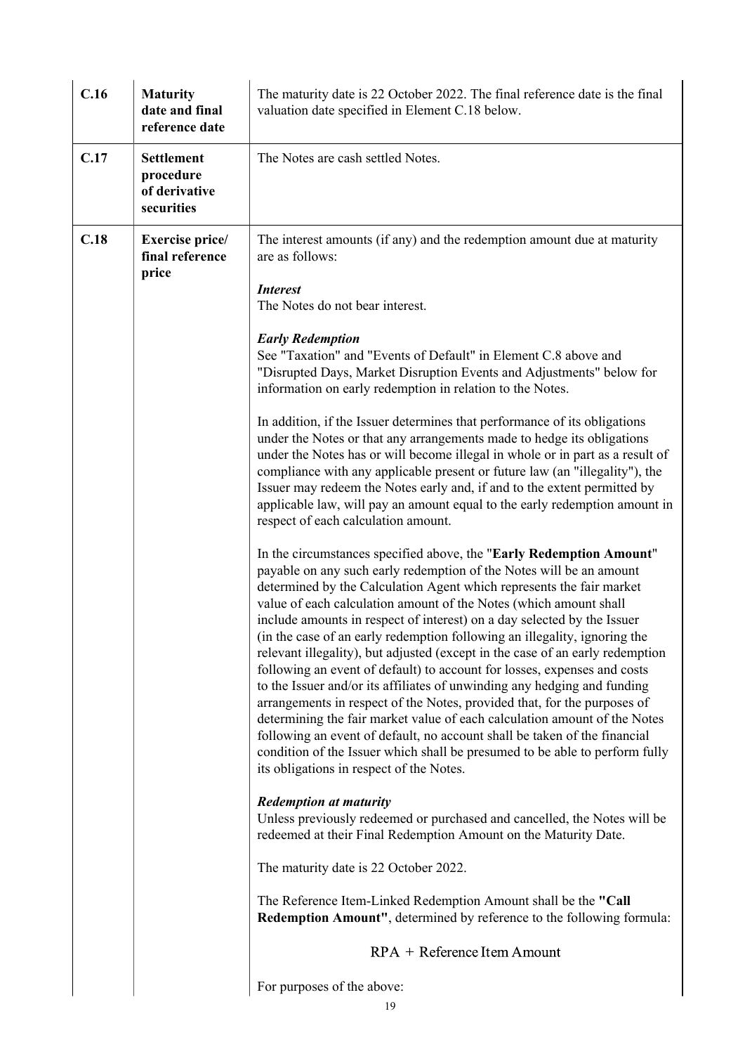| | | |
|---|---|---|
| **C.16** | **Maturity date and final reference date** | The maturity date is 22 October 2022. The final reference date is the final valuation date specified in Element C.18 below. |
| **C.17** | **Settlement procedure of derivative securities** | The Notes are cash settled Notes. |
| **C.18** | **Exercise price/ final reference price** | The interest amounts (if any) and the redemption amount due at maturity are as follows:<br><br>***Interest***<br>The Notes do not bear interest.<br><br>***Early Redemption***<br>See "Taxation" and "Events of Default" in Element C.8 above and "Disrupted Days, Market Disruption Events and Adjustments" below for information on early redemption in relation to the Notes.<br><br>In addition, if the Issuer determines that performance of its obligations under the Notes or that any arrangements made to hedge its obligations under the Notes has or will become illegal in whole or in part as a result of compliance with any applicable present or future law (an "illegality"), the Issuer may redeem the Notes early and, if and to the extent permitted by applicable law, will pay an amount equal to the early redemption amount in respect of each calculation amount.<br><br>In the circumstances specified above, the "**Early Redemption Amount**" payable on any such early redemption of the Notes will be an amount determined by the Calculation Agent which represents the fair market value of each calculation amount of the Notes (which amount shall include amounts in respect of interest) on a day selected by the Issuer (in the case of an early redemption following an illegality, ignoring the relevant illegality), but adjusted (except in the case of an early redemption following an event of default) to account for losses, expenses and costs to the Issuer and/or its affiliates of unwinding any hedging and funding arrangements in respect of the Notes, provided that, for the purposes of determining the fair market value of each calculation amount of the Notes following an event of default, no account shall be taken of the financial condition of the Issuer which shall be presumed to be able to perform fully its obligations in respect of the Notes.<br><br>***Redemption at maturity***<br>Unless previously redeemed or purchased and cancelled, the Notes will be redeemed at their Final Redemption Amount on the Maturity Date.<br><br>The maturity date is 22 October 2022.<br><br>The Reference Item-Linked Redemption Amount shall be the **"Call Redemption Amount"**, determined by reference to the following formula:<br><br>$$\text{RPA} + \text{Reference Item Amount}$$<br><br>For purposes of the above: |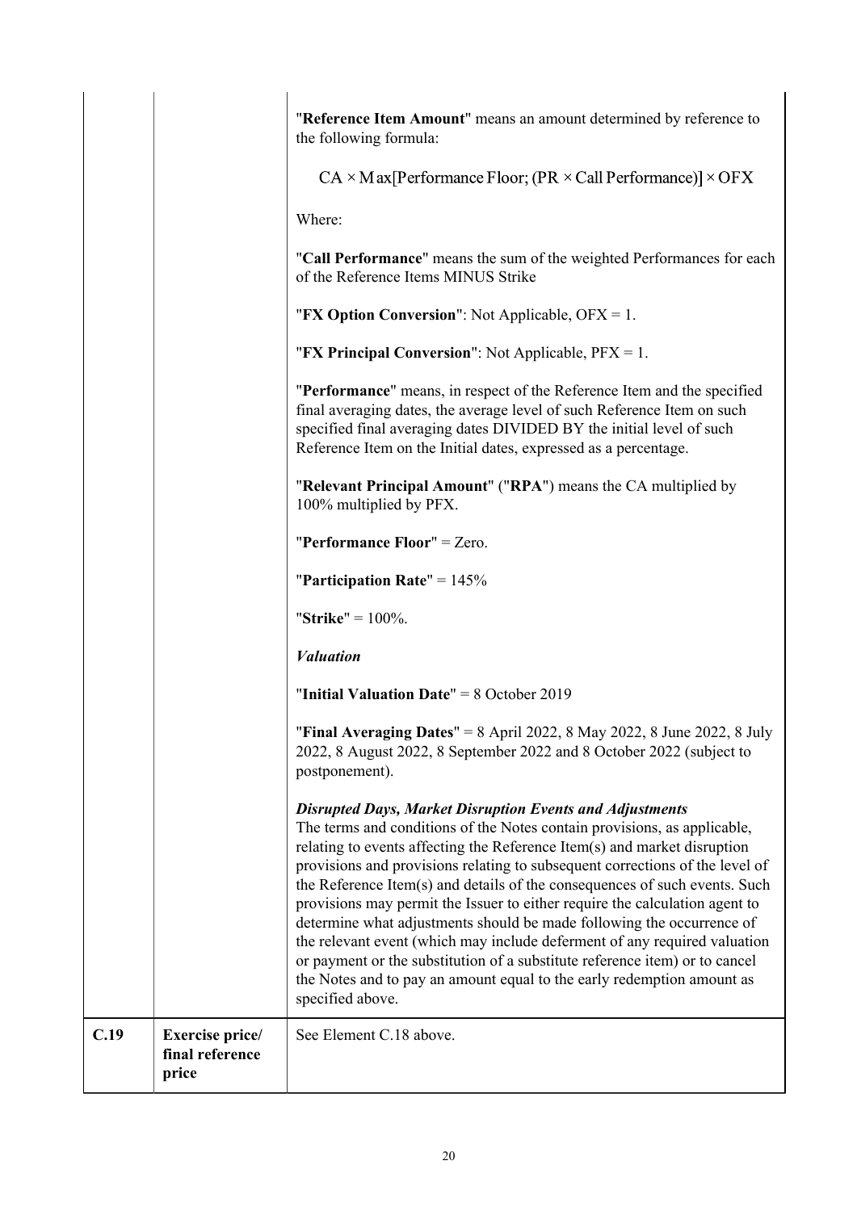| | | |
|---|---|---|
| | | "**Reference Item Amount**" means an amount determined by reference to the following formula:<br><br>$CA \times Max[\text{Performance Floor}; (PR \times \text{Call Performance})] \times OFX$<br><br>Where:<br><br>"**Call Performance**" means the sum of the weighted Performances for each of the Reference Items MINUS Strike<br><br>"**FX Option Conversion**": Not Applicable, OFX = 1.<br><br>"**FX Principal Conversion**": Not Applicable, PFX = 1.<br><br>"**Performance**" means, in respect of the Reference Item and the specified final averaging dates, the average level of such Reference Item on such specified final averaging dates DIVIDED BY the initial level of such Reference Item on the Initial dates, expressed as a percentage.<br><br>"**Relevant Principal Amount**" ("**RPA**") means the CA multiplied by 100% multiplied by PFX.<br><br>"**Performance Floor**" = Zero.<br><br>"**Participation Rate**" = 145%<br><br>"**Strike**" = 100%.<br><br>***Valuation***<br><br>"**Initial Valuation Date**" = 8 October 2019<br><br>"**Final Averaging Dates**" = 8 April 2022, 8 May 2022, 8 June 2022, 8 July 2022, 8 August 2022, 8 September 2022 and 8 October 2022 (subject to postponement).<br><br>***Disrupted Days, Market Disruption Events and Adjustments***<br>The terms and conditions of the Notes contain provisions, as applicable, relating to events affecting the Reference Item(s) and market disruption provisions and provisions relating to subsequent corrections of the level of the Reference Item(s) and details of the consequences of such events. Such provisions may permit the Issuer to either require the calculation agent to determine what adjustments should be made following the occurrence of the relevant event (which may include deferment of any required valuation or payment or the substitution of a substitute reference item) or to cancel the Notes and to pay an amount equal to the early redemption amount as specified above. |
| **C.19** | **Exercise price/ final reference price** | See Element C.18 above. |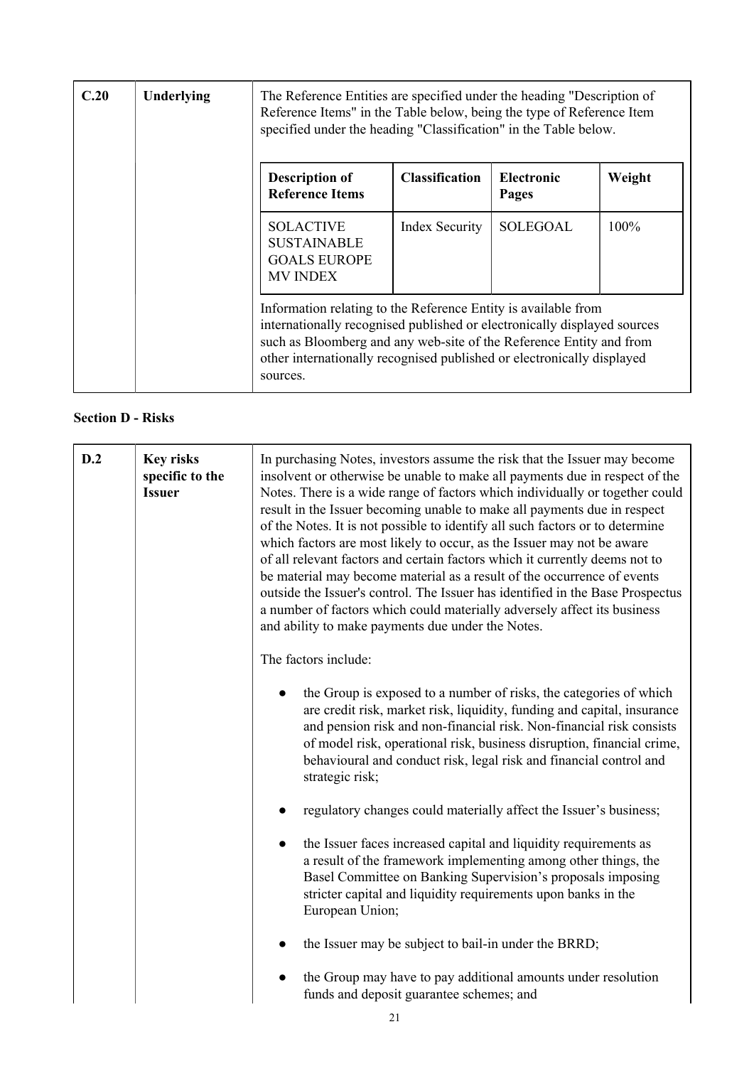| | | |
|---|---|---|
| **C.20** | **Underlying** | The Reference Entities are specified under the heading "Description of Reference Items" in the Table below, being the type of Reference Item specified under the heading "Classification" in the Table below. |

| Description of Reference Items | Classification | Electronic Pages | Weight |
|---|---|---|---|
| SOLACTIVE SUSTAINABLE GOALS EUROPE MV INDEX | Index Security | SOLEGOAL | 100% |

Information relating to the Reference Entity is available from internationally recognised published or electronically displayed sources such as Bloomberg and any web-site of the Reference Entity and from other internationally recognised published or electronically displayed sources.

**Section D - Risks**

**D.2 Key risks specific to the Issuer**

In purchasing Notes, investors assume the risk that the Issuer may become insolvent or otherwise be unable to make all payments due in respect of the Notes. There is a wide range of factors which individually or together could result in the Issuer becoming unable to make all payments due in respect of the Notes. It is not possible to identify all such factors or to determine which factors are most likely to occur, as the Issuer may not be aware of all relevant factors and certain factors which it currently deems not to be material may become material as a result of the occurrence of events outside the Issuer's control. The Issuer has identified in the Base Prospectus a number of factors which could materially adversely affect its business and ability to make payments due under the Notes.

The factors include:

- the Group is exposed to a number of risks, the categories of which are credit risk, market risk, liquidity, funding and capital, insurance and pension risk and non-financial risk. Non-financial risk consists of model risk, operational risk, business disruption, financial crime, behavioural and conduct risk, legal risk and financial control and strategic risk;
- regulatory changes could materially affect the Issuer's business;
- the Issuer faces increased capital and liquidity requirements as a result of the framework implementing among other things, the Basel Committee on Banking Supervision's proposals imposing stricter capital and liquidity requirements upon banks in the European Union;
- the Issuer may be subject to bail-in under the BRRD;
- the Group may have to pay additional amounts under resolution funds and deposit guarantee schemes; and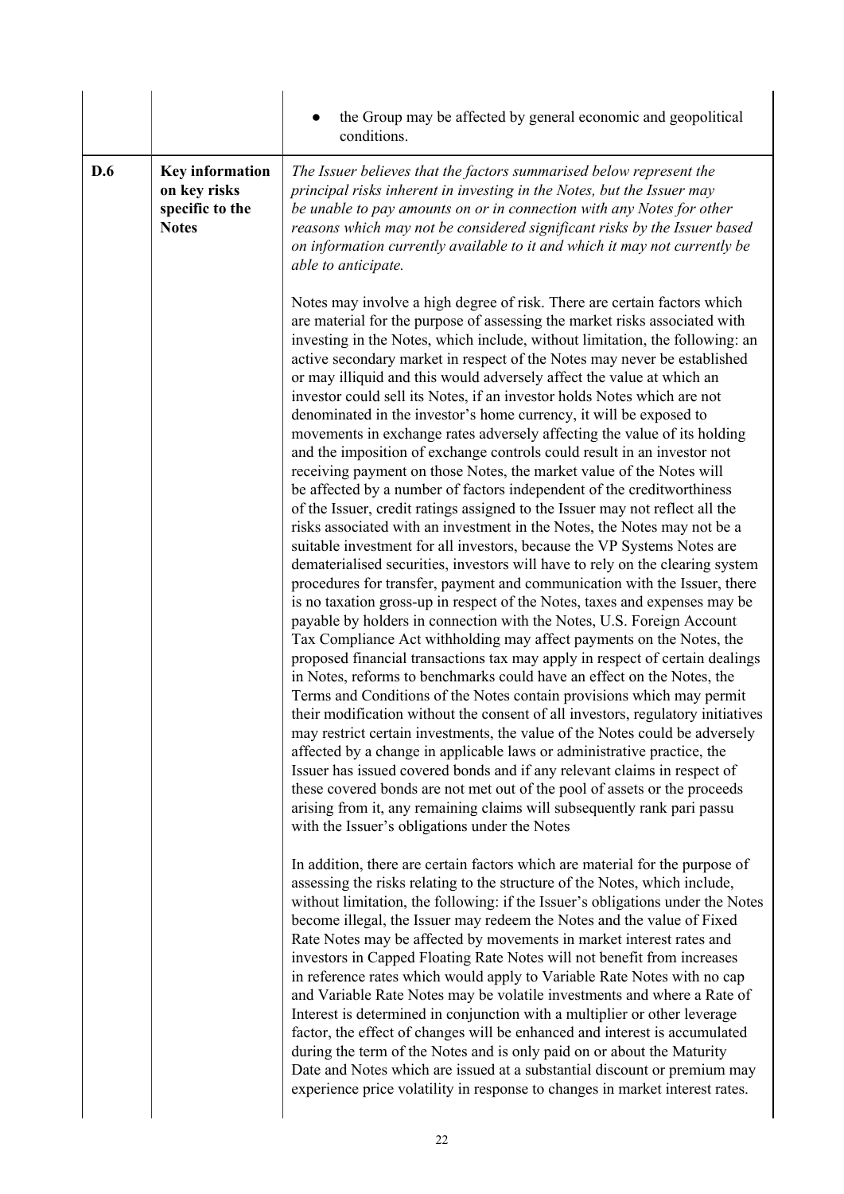| | | |
|---|---|---|
| | | ● the Group may be affected by general economic and geopolitical conditions. |
| **D.6** | **Key information on key risks specific to the Notes** | *The Issuer believes that the factors summarised below represent the principal risks inherent in investing in the Notes, but the Issuer may be unable to pay amounts on or in connection with any Notes for other reasons which may not be considered significant risks by the Issuer based on information currently available to it and which it may not currently be able to anticipate.*<br><br>Notes may involve a high degree of risk. There are certain factors which are material for the purpose of assessing the market risks associated with investing in the Notes, which include, without limitation, the following: an active secondary market in respect of the Notes may never be established or may illiquid and this would adversely affect the value at which an investor could sell its Notes, if an investor holds Notes which are not denominated in the investor's home currency, it will be exposed to movements in exchange rates adversely affecting the value of its holding and the imposition of exchange controls could result in an investor not receiving payment on those Notes, the market value of the Notes will be affected by a number of factors independent of the creditworthiness of the Issuer, credit ratings assigned to the Issuer may not reflect all the risks associated with an investment in the Notes, the Notes may not be a suitable investment for all investors, because the VP Systems Notes are dematerialised securities, investors will have to rely on the clearing system procedures for transfer, payment and communication with the Issuer, there is no taxation gross-up in respect of the Notes, taxes and expenses may be payable by holders in connection with the Notes, U.S. Foreign Account Tax Compliance Act withholding may affect payments on the Notes, the proposed financial transactions tax may apply in respect of certain dealings in Notes, reforms to benchmarks could have an effect on the Notes, the Terms and Conditions of the Notes contain provisions which may permit their modification without the consent of all investors, regulatory initiatives may restrict certain investments, the value of the Notes could be adversely affected by a change in applicable laws or administrative practice, the Issuer has issued covered bonds and if any relevant claims in respect of these covered bonds are not met out of the pool of assets or the proceeds arising from it, any remaining claims will subsequently rank pari passu with the Issuer's obligations under the Notes<br><br>In addition, there are certain factors which are material for the purpose of assessing the risks relating to the structure of the Notes, which include, without limitation, the following: if the Issuer's obligations under the Notes become illegal, the Issuer may redeem the Notes and the value of Fixed Rate Notes may be affected by movements in market interest rates and investors in Capped Floating Rate Notes will not benefit from increases in reference rates which would apply to Variable Rate Notes with no cap and Variable Rate Notes may be volatile investments and where a Rate of Interest is determined in conjunction with a multiplier or other leverage factor, the effect of changes will be enhanced and interest is accumulated during the term of the Notes and is only paid on or about the Maturity Date and Notes which are issued at a substantial discount or premium may experience price volatility in response to changes in market interest rates. |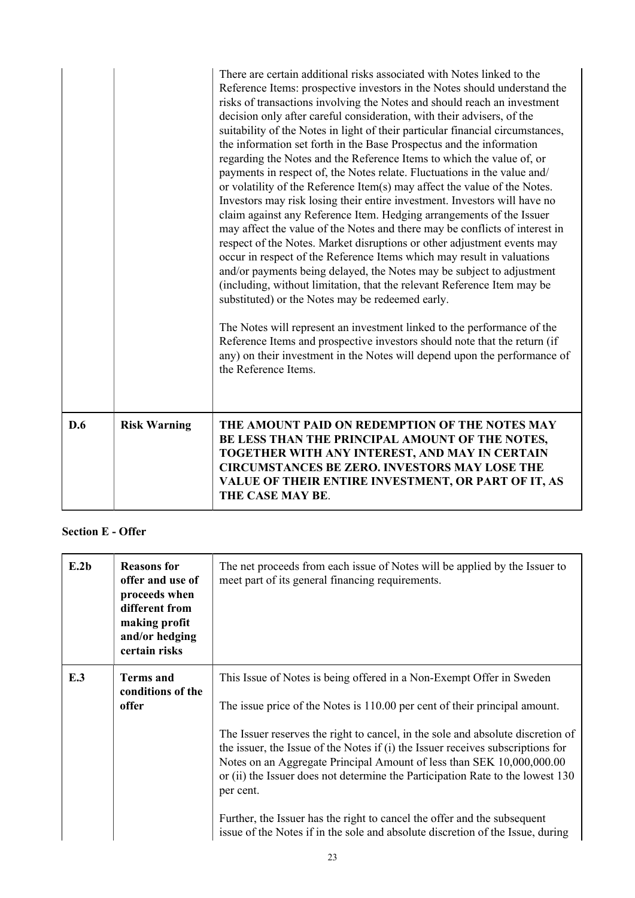| | | |
|---|---|---|
| | | There are certain additional risks associated with Notes linked to the Reference Items: prospective investors in the Notes should understand the risks of transactions involving the Notes and should reach an investment decision only after careful consideration, with their advisers, of the suitability of the Notes in light of their particular financial circumstances, the information set forth in the Base Prospectus and the information regarding the Notes and the Reference Items to which the value of, or payments in respect of, the Notes relate. Fluctuations in the value and/ or volatility of the Reference Item(s) may affect the value of the Notes. Investors may risk losing their entire investment. Investors will have no claim against any Reference Item. Hedging arrangements of the Issuer may affect the value of the Notes and there may be conflicts of interest in respect of the Notes. Market disruptions or other adjustment events may occur in respect of the Reference Items which may result in valuations and/or payments being delayed, the Notes may be subject to adjustment (including, without limitation, that the relevant Reference Item may be substituted) or the Notes may be redeemed early.<br><br>The Notes will represent an investment linked to the performance of the Reference Items and prospective investors should note that the return (if any) on their investment in the Notes will depend upon the performance of the Reference Items. |
| **D.6** | **Risk Warning** | **THE AMOUNT PAID ON REDEMPTION OF THE NOTES MAY BE LESS THAN THE PRINCIPAL AMOUNT OF THE NOTES, TOGETHER WITH ANY INTEREST, AND MAY IN CERTAIN CIRCUMSTANCES BE ZERO. INVESTORS MAY LOSE THE VALUE OF THEIR ENTIRE INVESTMENT, OR PART OF IT, AS THE CASE MAY BE**. |

**Section E - Offer**

| | | |
|---|---|---|
| **E.2b** | **Reasons for offer and use of proceeds when different from making profit and/or hedging certain risks** | The net proceeds from each issue of Notes will be applied by the Issuer to meet part of its general financing requirements. |
| **E.3** | **Terms and conditions of the offer** | This Issue of Notes is being offered in a Non-Exempt Offer in Sweden<br><br>The issue price of the Notes is 110.00 per cent of their principal amount.<br><br>The Issuer reserves the right to cancel, in the sole and absolute discretion of the issuer, the Issue of the Notes if (i) the Issuer receives subscriptions for Notes on an Aggregate Principal Amount of less than SEK 10,000,000.00 or (ii) the Issuer does not determine the Participation Rate to the lowest 130 per cent.<br><br>Further, the Issuer has the right to cancel the offer and the subsequent issue of the Notes if in the sole and absolute discretion of the Issue, during |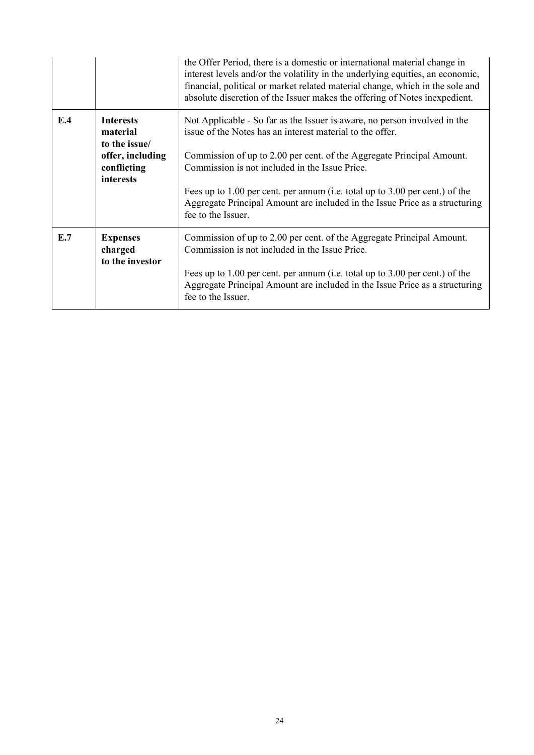| | | |
|---|---|---|
| | | the Offer Period, there is a domestic or international material change in interest levels and/or the volatility in the underlying equities, an economic, financial, political or market related material change, which in the sole and absolute discretion of the Issuer makes the offering of Notes inexpedient. |
| **E.4** | **Interests material to the issue/ offer, including conflicting interests** | Not Applicable - So far as the Issuer is aware, no person involved in the issue of the Notes has an interest material to the offer.<br><br>Commission of up to 2.00 per cent. of the Aggregate Principal Amount. Commission is not included in the Issue Price.<br><br>Fees up to 1.00 per cent. per annum (i.e. total up to 3.00 per cent.) of the Aggregate Principal Amount are included in the Issue Price as a structuring fee to the Issuer. |
| **E.7** | **Expenses charged to the investor** | Commission of up to 2.00 per cent. of the Aggregate Principal Amount. Commission is not included in the Issue Price.<br><br>Fees up to 1.00 per cent. per annum (i.e. total up to 3.00 per cent.) of the Aggregate Principal Amount are included in the Issue Price as a structuring fee to the Issuer. |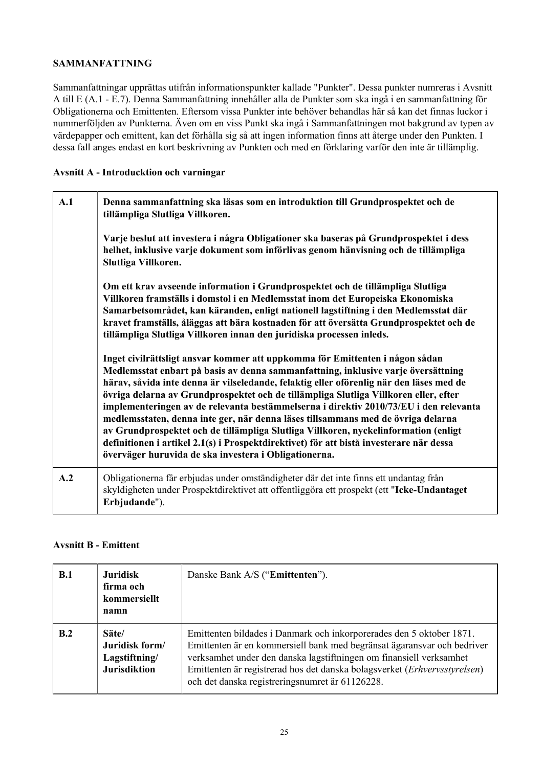**SAMMANFATTNING**

Sammanfattningar upprättas utifrån informationspunkter kallade "Punkter". Dessa punkter numreras i Avsnitt A till E (A.1 - E.7). Denna Sammanfattning innehåller alla de Punkter som ska ingå i en sammanfattning för Obligationerna och Emittenten. Eftersom vissa Punkter inte behöver behandlas här så kan det finnas luckor i nummerföljden av Punkterna. Även om en viss Punkt ska ingå i Sammanfattningen mot bakgrund av typen av värdepapper och emittent, kan det förhålla sig så att ingen information finns att återge under den Punkten. I dessa fall anges endast en kort beskrivning av Punkten och med en förklaring varför den inte är tillämplig.

**Avsnitt A - Introduktion och varningar**

| | |
|---|---|
| **A.1** | **Denna sammanfattning ska läsas som en introduktion till Grundprospektet och de tillämpliga Slutliga Villkoren.**<br><br>**Varje beslut att investera i några Obligationer ska baseras på Grundprospektet i dess helhet, inklusive varje dokument som införlivas genom hänvisning och de tillämpliga Slutliga Villkoren.**<br><br>**Om ett krav avseende information i Grundprospektet och de tillämpliga Slutliga Villkoren framställs i domstol i en Medlemsstat inom det Europeiska Ekonomiska Samarbetsområdet, kan käranden, enligt nationell lagstiftning i den Medlemsstat där kravet framställs, åläggas att bära kostnaden för att översätta Grundprospektet och de tillämpliga Slutliga Villkoren innan den juridiska processen inleds.**<br><br>**Inget civilrättsligt ansvar kommer att uppkomma för Emittenten i någon sådan Medlemsstat enbart på basis av denna sammanfattning, inklusive varje översättning härav, såvida inte denna är vilseledande, felaktig eller oförenlig när den läses med de övriga delarna av Grundprospektet och de tillämpliga Slutliga Villkoren eller, efter implementeringen av de relevanta bestämmelserna i direktiv 2010/73/EU i den relevanta medlemsstaten, denna inte ger, när denna läses tillsammans med de övriga delarna av Grundprospektet och de tillämpliga Slutliga Villkoren, nyckelinformation (enligt definitionen i artikel 2.1(s) i Prospektdirektivet) för att bistå investerare när dessa överväger huruvida de ska investera i Obligationerna.** |
| **A.2** | Obligationerna får erbjudas under omständigheter där det inte finns ett undantag från skyldigheten under Prospektdirektivet att offentliggöra ett prospekt (ett "**Icke-Undantaget Erbjudande**"). |

**Avsnitt B - Emittent**

| | | |
|---|---|---|
| **B.1** | **Juridisk firma och kommersiellt namn** | Danske Bank A/S ("**Emittenten**"). |
| **B.2** | **Säte/ Juridisk form/ Lagstiftning/ Jurisdiktion** | Emittenten bildades i Danmark och inkorporerades den 5 oktober 1871. Emittenten är en kommersiell bank med begränsat ägaransvar och bedriver verksamhet under den danska lagstiftningen om finansiell verksamhet Emittenten är registrerad hos det danska bolagsverket (*Erhvervsstyrelsen*) och det danska registreringsnumret är 61126228. |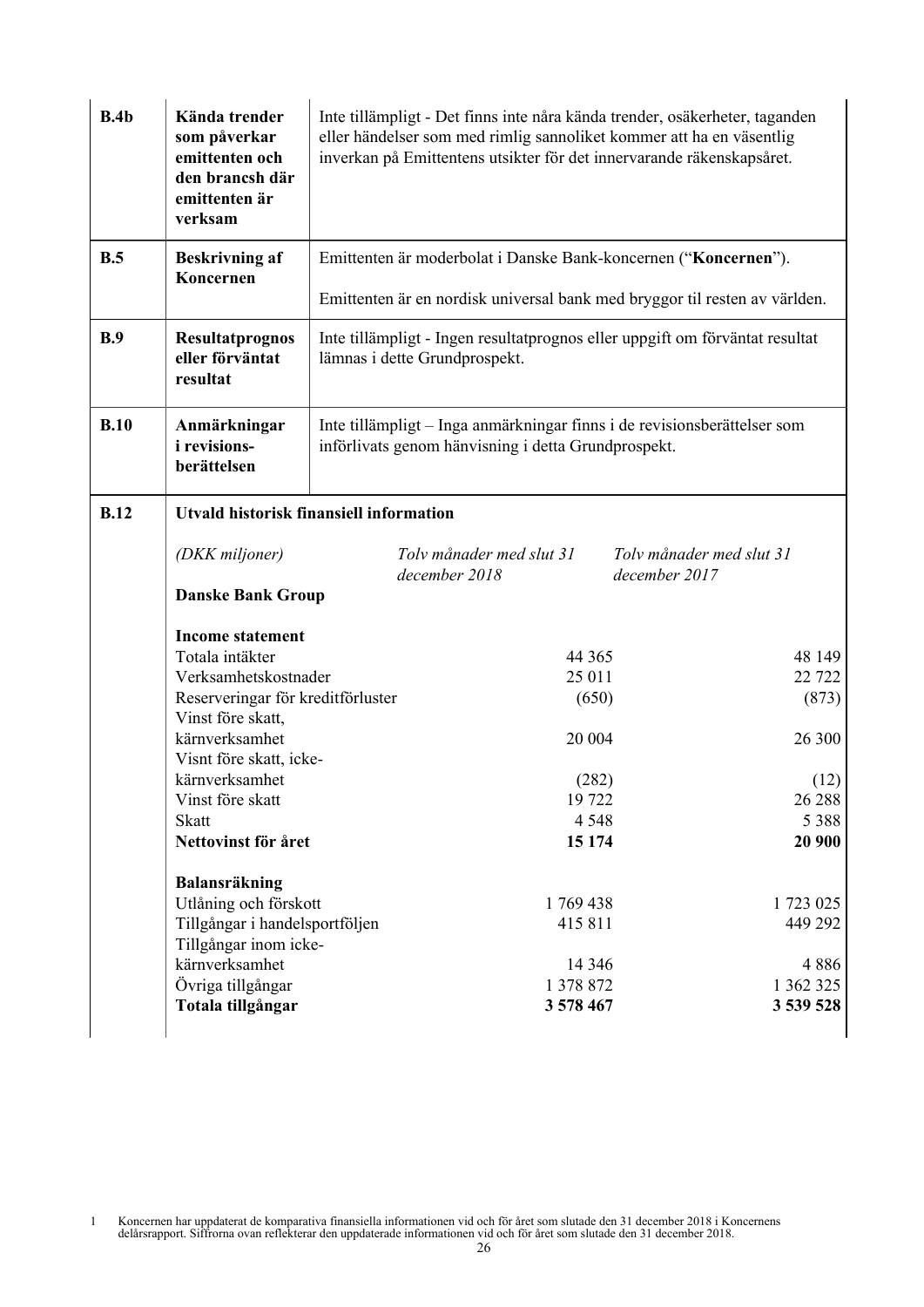| | | |
|---|---|---|
| **B.4b** | **Kända trender som påverkar emittenten och den brancsh där emittenten är verksam** | Inte tillämpligt - Det finns inte nåra kända trender, osäkerheter, taganden eller händelser som med rimlig sannoliket kommer att ha en väsentlig inverkan på Emittentens utsikter för det innervarande räkenskapsåret. |
| **B.5** | **Beskrivning af Koncernen** | Emittenten är moderbolat i Danske Bank-koncernen ("**Koncernen**").<br><br>Emittenten är en nordisk universal bank med bryggor til resten av världen. |
| **B.9** | **Resultatprognos eller förväntat resultat** | Inte tillämpligt - Ingen resultatprognos eller uppgift om förväntat resultat lämnas i dette Grundprospekt. |
| **B.10** | **Anmärkningar i revisions-berättelsen** | Inte tillämpligt – Inga anmärkningar finns i de revisionsberättelser som införlivats genom hänvisning i detta Grundprospekt. |
| **B.12** | **Utvald historisk finansiell information** | |

| *(DKK miljoner)* | *Tolv månader med slut 31 december 2018* | *Tolv månader med slut 31 december 2017* |
|---|---|---|
| **Danske Bank Group** | | |
| **Income statement** | | |
| Totala intäkter | 44 365 | 48 149 |
| Verksamhetskostnader | 25 011 | 22 722 |
| Reserveringar för kreditförluster | (650) | (873) |
| Vinst före skatt, kärnverksamhet | 20 004 | 26 300 |
| Visnt före skatt, icke-kärnverksamhet | (282) | (12) |
| Vinst före skatt | 19 722 | 26 288 |
| Skatt | 4 548 | 5 388 |
| **Nettovinst för året** | **15 174** | **20 900** |
| **Balansräkning** | | |
| Utlåning och förskott | 1 769 438 | 1 723 025 |
| Tillgångar i handelsportföljen | 415 811 | 449 292 |
| Tillgångar inom icke-kärnverksamhet | 14 346 | 4 886 |
| Övriga tillgångar | 1 378 872 | 1 362 325 |
| **Totala tillgångar** | **3 578 467** | **3 539 528** |

1 Koncernen har uppdaterat de komparativa finansiella informationen vid och för året som slutade den 31 december 2018 i Koncernens delårsrapport. Siffrorna ovan reflekterar den uppdaterade informationen vid och för året som slutade den 31 december 2018.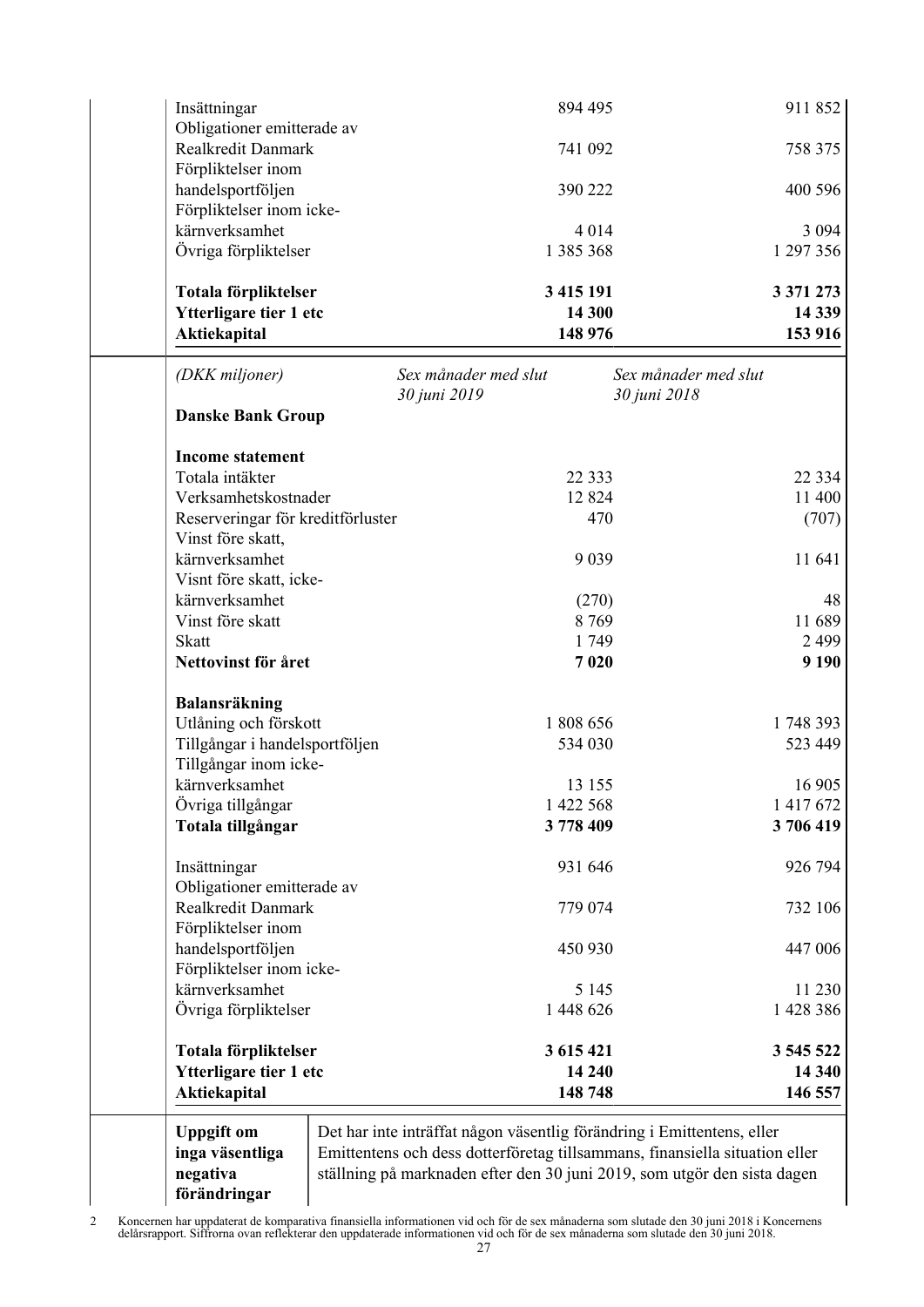| | | |
|---|---|---|
| Insättningar | 894 495 | 911 852 |
| Obligationer emitterade av Realkredit Danmark | 741 092 | 758 375 |
| Förpliktelser inom handelsportföljen | 390 222 | 400 596 |
| Förpliktelser inom icke-kärnverksamhet | 4 014 | 3 094 |
| Övriga förpliktelser | 1 385 368 | 1 297 356 |
| **Totala förpliktelser** | **3 415 191** | **3 371 273** |
| **Ytterligare tier 1 etc** | **14 300** | **14 339** |
| **Aktiekapital** | **148 976** | **153 916** |

| *(DKK miljoner)* | *Sex månader med slut 30 juni 2019* | *Sex månader med slut 30 juni 2018* |
|---|---|---|
| **Danske Bank Group** | | |
| **Income statement** | | |
| Totala intäkter | 22 333 | 22 334 |
| Verksamhetskostnader | 12 824 | 11 400 |
| Reserveringar för kreditförluster | 470 | (707) |
| Vinst före skatt, kärnverksamhet | 9 039 | 11 641 |
| Visnt före skatt, icke-kärnverksamhet | (270) | 48 |
| Vinst före skatt | 8 769 | 11 689 |
| Skatt | 1 749 | 2 499 |
| **Nettovinst för året** | **7 020** | **9 190** |
| **Balansräkning** | | |
| Utlåning och förskott | 1 808 656 | 1 748 393 |
| Tillgångar i handelsportföljen | 534 030 | 523 449 |
| Tillgångar inom icke-kärnverksamhet | 13 155 | 16 905 |
| Övriga tillgångar | 1 422 568 | 1 417 672 |
| **Totala tillgångar** | **3 778 409** | **3 706 419** |
| Insättningar | 931 646 | 926 794 |
| Obligationer emitterade av Realkredit Danmark | 779 074 | 732 106 |
| Förpliktelser inom handelsportföljen | 450 930 | 447 006 |
| Förpliktelser inom icke-kärnverksamhet | 5 145 | 11 230 |
| Övriga förpliktelser | 1 448 626 | 1 428 386 |
| **Totala förpliktelser** | **3 615 421** | **3 545 522** |
| **Ytterligare tier 1 etc** | **14 240** | **14 340** |
| **Aktiekapital** | **148 748** | **146 557** |

| | |
|---|---|
| **Uppgift om inga väsentliga negativa förändringar** | Det har inte inträffat någon väsentlig förändring i Emittentens, eller Emittentens och dess dotterföretag tillsammans, finansiella situation eller ställning på marknaden efter den 30 juni 2019, som utgör den sista dagen |

2 Koncernen har uppdaterat de komparativa finansiella informationen vid och för de sex månaderna som slutade den 30 juni 2018 i Koncernens delårsrapport. Siffrorna ovan reflekterar den uppdaterade informationen vid och för de sex månaderna som slutade den 30 juni 2018.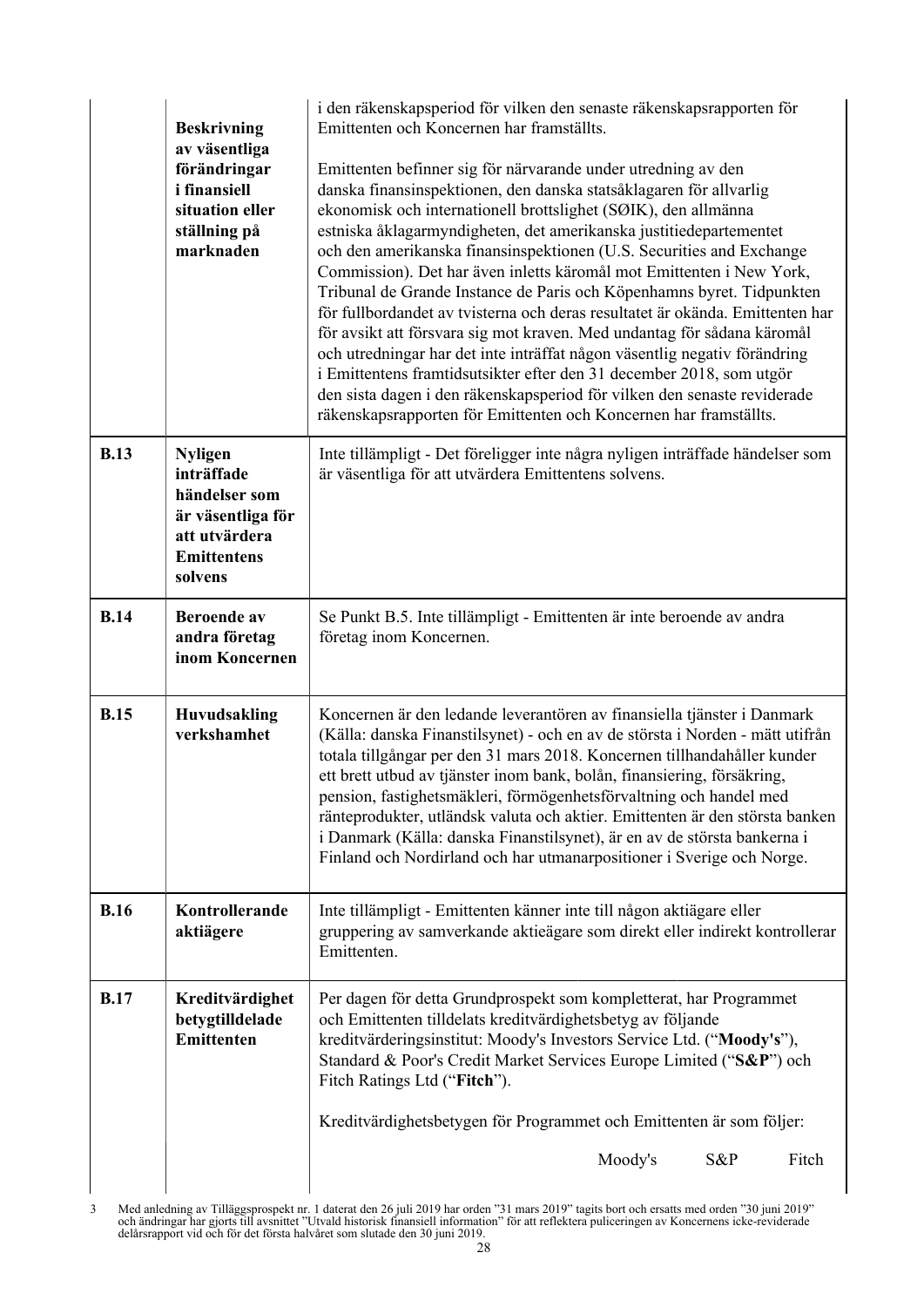| | | |
|---|---|---|
| | **Beskrivning av väsentliga förändringar i finansiell situation eller ställning på marknaden** | i den räkenskapsperiod för vilken den senaste räkenskapsrapporten för Emittenten och Koncernen har framställts.<br><br>Emittenten befinner sig för närvarande under utredning av den danska finansinspektionen, den danska statsåklagaren för allvarlig ekonomisk och internationell brottslighet (SØIK), den allmänna estniska åklagarmyndigheten, det amerikanska justitiedepartementet och den amerikanska finansinspektionen (U.S. Securities and Exchange Commission). Det har även inletts käromål mot Emittenten i New York, Tribunal de Grande Instance de Paris och Köpenhamns byret. Tidpunkten för fullbordandet av tvisterna och deras resultatet är okända. Emittenten har för avsikt att försvara sig mot kraven. Med undantag för sådana käromål och utredningar har det inte inträffat någon väsentlig negativ förändring i Emittentens framtidsutsikter efter den 31 december 2018, som utgör den sista dagen i den räkenskapsperiod för vilken den senaste reviderade räkenskapsrapporten för Emittenten och Koncernen har framställts. |
| **B.13** | **Nyligen inträffade händelser som är väsentliga för att utvärdera Emittentens solvens** | Inte tillämpligt - Det föreligger inte några nyligen inträffade händelser som är väsentliga för att utvärdera Emittentens solvens. |
| **B.14** | **Beroende av andra företag inom Koncernen** | Se Punkt B.5. Inte tillämpligt - Emittenten är inte beroende av andra företag inom Koncernen. |
| **B.15** | **Huvudsakling verkshamhet** | Koncernen är den ledande leverantören av finansiella tjänster i Danmark (Källa: danska Finanstilsynet) - och en av de största i Norden - mätt utifrån totala tillgångar per den 31 mars 2018. Koncernen tillhandahåller kunder ett brett utbud av tjänster inom bank, bolån, finansiering, försäkring, pension, fastighetsmäkleri, förmögenhetsförvaltning och handel med ränteprodukter, utländsk valuta och aktier. Emittenten är den största banken i Danmark (Källa: danska Finanstilsynet), är en av de största bankerna i Finland och Nordirland och har utmanarpositioner i Sverige och Norge. |
| **B.16** | **Kontrollerande aktiägere** | Inte tillämpligt - Emittenten känner inte till någon aktiägare eller gruppering av samverkande aktieägare som direkt eller indirekt kontrollerar Emittenten. |
| **B.17** | **Kreditvärdighet betygtilldelade Emittenten** | Per dagen för detta Grundprospekt som kompletterat, har Programmet och Emittenten tilldelats kreditvärdighetsbetyg av följande kreditvärderingsinstitut: Moody's Investors Service Ltd. ("**Moody's**"), Standard & Poor's Credit Market Services Europe Limited ("**S&P**") och Fitch Ratings Ltd ("**Fitch**").<br><br>Kreditvärdighetsbetygen för Programmet och Emittenten är som följer:<br><br>Moody's &nbsp;&nbsp;&nbsp; S&P &nbsp;&nbsp;&nbsp; Fitch |

3 Med anledning av Tilläggsprospekt nr. 1 daterat den 26 juli 2019 har orden "31 mars 2019" tagits bort och ersatts med orden "30 juni 2019" och ändringar har gjorts till avsnittet "Utvald historisk finansiell information" för att reflektera puliceringen av Koncernens icke-reviderade delårsrapport vid och för det första halvåret som slutade den 30 juni 2019.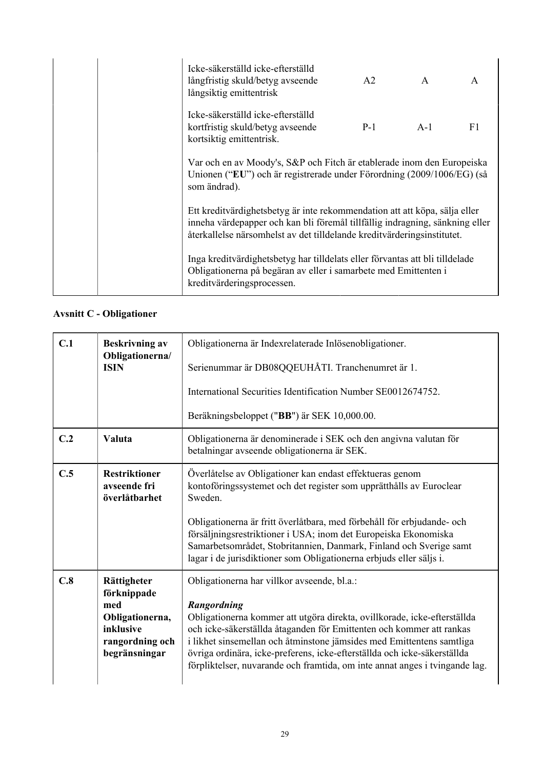| | | | | | |
|---|---|---|---|---|---|
| | | Icke-säkerställd icke-efterställd långfristig skuld/betyg avseende långsiktig emittentrisk | A2 | A | A |
| | | Icke-säkerställd icke-efterställd kortfristig skuld/betyg avseende kortsiktig emittentrisk. | P-1 | A-1 | F1 |
| | | Var och en av Moody's, S&P och Fitch är etablerade inom den Europeiska Unionen ("**EU**") och är registrerade under Förordning (2009/1006/EG) (så som ändrad).<br><br>Ett kreditvärdighetsbetyg är inte rekommendation att att köpa, sälja eller inneha värdepapper och kan bli föremål tillfällig indragning, sänkning eller återkallelse närsomhelst av det tilldelande kreditvärderingsinstitutet.<br><br>Inga kreditvärdighetsbetyg har tilldelats eller förvantas att bli tilldelade Obligationerna på begäran av eller i samarbete med Emittenten i kreditvärderingsprocessen. | | | |

**Avsnitt C - Obligationer**

| | | |
|---|---|---|
| **C.1** | **Beskrivning av Obligationerna/ ISIN** | Obligationerna är Indexrelaterade Inlösenobligationer.<br><br>Serienummar är DB08QQEUHÅTI. Tranchenumret är 1.<br><br>International Securities Identification Number SE0012674752.<br><br>Beräkningsbeloppet ("**BB**") är SEK 10,000.00. |
| **C.2** | **Valuta** | Obligationerna är denominerade i SEK och den angivna valutan för betalningar avseende obligationerna är SEK. |
| **C.5** | **Restriktioner avseende fri överlåtbarhet** | Överlåtelse av Obligationer kan endast effektueras genom kontoföringssystemet och det register som upprätthålls av Euroclear Sweden.<br><br>Obligationerna är fritt överlåtbara, med förbehåll för erbjudande- och försäljningsrestriktioner i USA; inom det Europeiska Ekonomiska Samarbetsområdet, Stobritannien, Danmark, Finland och Sverige samt lagar i de jurisdiktioner som Obligationerna erbjuds eller säljs i. |
| **C.8** | **Rättigheter förknippade med Obligationerna, inklusive rangordning och begränsningar** | Obligationerna har villkor avseende, bl.a.:<br><br>***Rangordning***<br>Obligationerna kommer att utgöra direkta, ovillkorade, icke-efterställda och icke-säkerställda åtaganden för Emittenten och kommer att rankas i likhet sinsemellan och åtminstone jämsides med Emittentens samtliga övriga ordinära, icke-preferens, icke-efterställda och icke-säkerställda förpliktelser, nuvarande och framtida, om inte annat anges i tvingande lag. |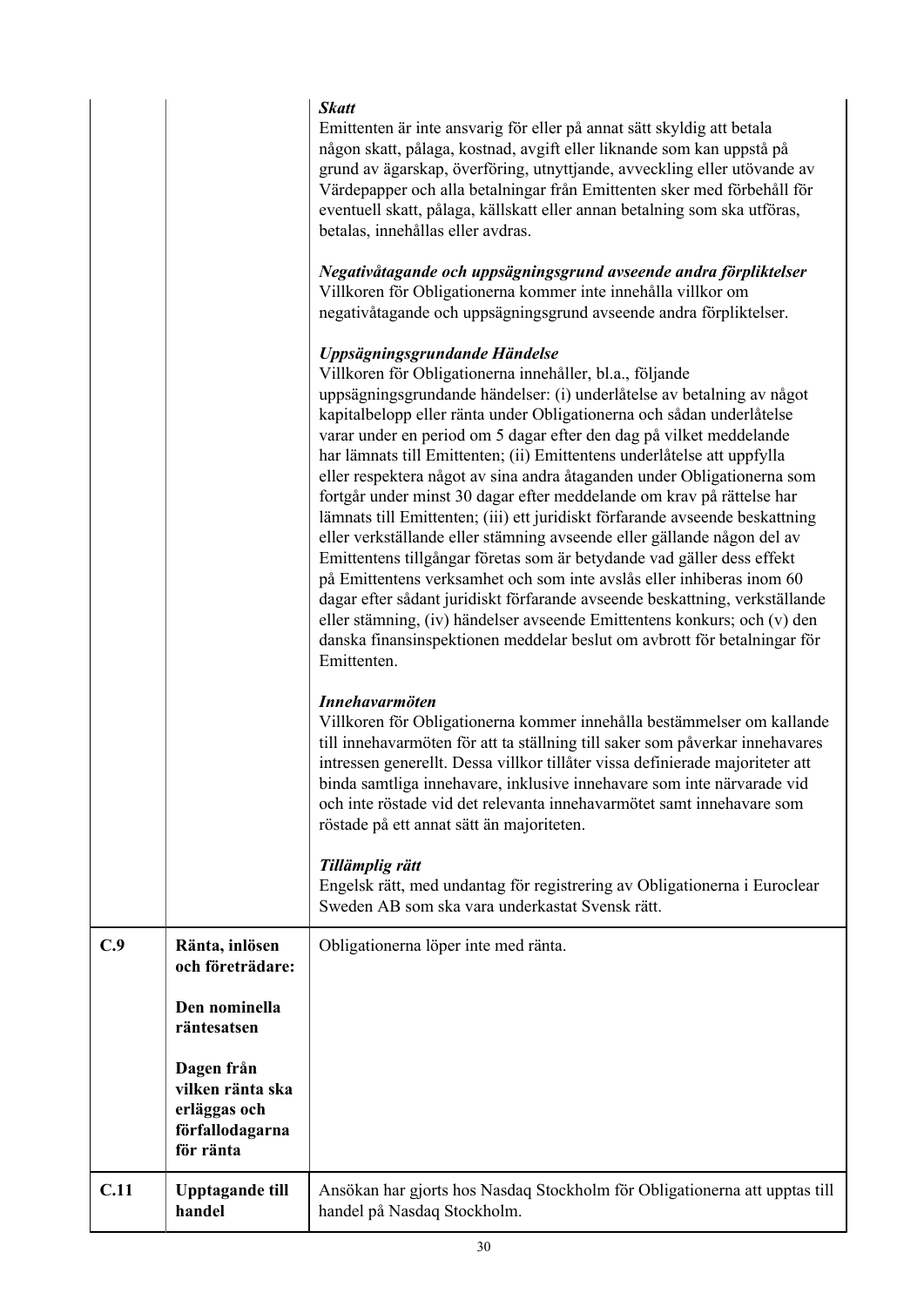| | | |
|---|---|---|
| | | ***Skatt***<br>Emittenten är inte ansvarig för eller på annat sätt skyldig att betala någon skatt, pålaga, kostnad, avgift eller liknande som kan uppstå på grund av ägarskap, överföring, utnyttjande, avveckling eller utövande av Värdepapper och alla betalningar från Emittenten sker med förbehåll för eventuell skatt, pålaga, källskatt eller annan betalning som ska utföras, betalas, innehållas eller avdras.<br><br>***Negativåtagande och uppsägningsgrund avseende andra förpliktelser***<br>Villkoren för Obligationerna kommer inte innehålla villkor om negativåtagande och uppsägningsgrund avseende andra förpliktelser.<br><br>***Uppsägningsgrundande Händelse***<br>Villkoren för Obligationerna innehåller, bl.a., följande uppsägningsgrundande händelser: (i) underlåtelse av betalning av något kapitalbelopp eller ränta under Obligationerna och sådan underlåtelse varar under en period om 5 dagar efter den dag på vilket meddelande har lämnats till Emittenten; (ii) Emittentens underlåtelse att uppfylla eller respektera något av sina andra åtaganden under Obligationerna som fortgår under minst 30 dagar efter meddelande om krav på rättelse har lämnats till Emittenten; (iii) ett juridiskt förfarande avseende beskattning eller verkställande eller stämning avseende eller gällande någon del av Emittentens tillgångar företas som är betydande vad gäller dess effekt på Emittentens verksamhet och som inte avslås eller inhiberas inom 60 dagar efter sådant juridiskt förfarande avseende beskattning, verkställande eller stämning, (iv) händelser avseende Emittentens konkurs; och (v) den danska finansinspektionen meddelar beslut om avbrott för betalningar för Emittenten.<br><br>***Innehavarmöten***<br>Villkoren för Obligationerna kommer innehålla bestämmelser om kallande till innehavarmöten för att ta ställning till saker som påverkar innehavares intressen generellt. Dessa villkor tillåter vissa definierade majoriteter att binda samtliga innehavare, inklusive innehavare som inte närvarade vid och inte röstade vid det relevanta innehavarmötet samt innehavare som röstade på ett annat sätt än majoriteten.<br><br>***Tillämplig rätt***<br>Engelsk rätt, med undantag för registrering av Obligationerna i Euroclear Sweden AB som ska vara underkastat Svensk rätt. |
| **C.9** | **Ränta, inlösen och företrädare:**<br><br>**Den nominella räntesatsen**<br><br>**Dagen från vilken ränta ska erläggas och förfallodagarna för ränta** | Obligationerna löper inte med ränta. |
| **C.11** | **Upptagande till handel** | Ansökan har gjorts hos Nasdaq Stockholm för Obligationerna att upptas till handel på Nasdaq Stockholm. |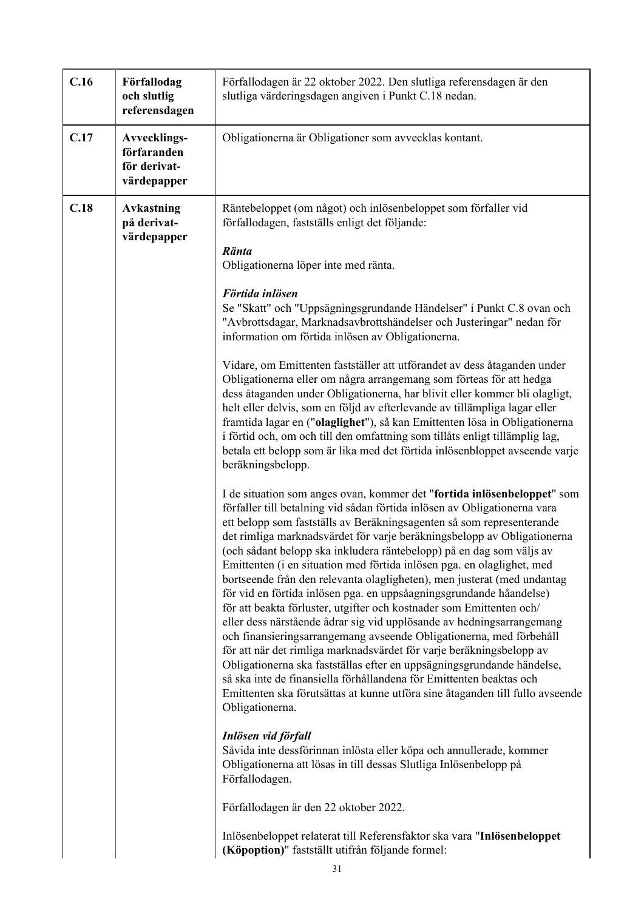| | | |
|---|---|---|
| **C.16** | **Förfallodag och slutlig referensdagen** | Förfallodagen är 22 oktober 2022. Den slutliga referensdagen är den slutliga värderingsdagen angiven i Punkt C.18 nedan. |
| **C.17** | **Avvecklings-förfaranden för derivat-värdepapper** | Obligationerna är Obligationer som avvecklas kontant. |
| **C.18** | **Avkastning på derivat-värdepapper** | Räntebeloppet (om något) och inlösenbeloppet som förfaller vid förfallodagen, fastställs enligt det följande:<br><br>***Ränta***<br>Obligationerna löper inte med ränta.<br><br>***Förtida inlösen***<br>Se "Skatt" och "Uppsägningsgrundande Händelser" i Punkt C.8 ovan och "Avbrottsdagar, Marknadsavbrottshändelser och Justeringar" nedan för information om förtida inlösen av Obligationerna.<br><br>Vidare, om Emittenten fastställer att utförandet av dess åtaganden under Obligationerna eller om några arrangemang som förteas för att hedga dess åtaganden under Obligationerna, har blivit eller kommer bli olagligt, helt eller delvis, som en följd av efterlevande av tillämpliga lagar eller framtida lagar en ("**olaglighet**"), så kan Emittenten lösa in Obligationerna i förtid och, om och till den omfattning som tillåts enligt tillämplig lag, betala ett belopp som är lika med det förtida inlösenbloppet avseende varje beräkningsbelopp.<br><br>I de situation som anges ovan, kommer det "**fortida inlösenbeloppet**" som förfaller till betalning vid sådan förtida inlösen av Obligationerna vara ett belopp som fastställs av Beräkningsagenten så som representerande det rimliga marknadsvärdet för varje beräkningsbelopp av Obligationerna (och sådant belopp ska inkludera räntebelopp) på en dag som väljs av Emittenten (i en situation med förtida inlösen pga. en olaglighet, med bortseende från den relevanta olagligheten), men justerat (med undantag för vid en förtida inlösen pga. en uppsåagningsgrundande håandelse) för att beakta förluster, utgifter och kostnader som Emittenten och/ eller dess närstående ådrar sig vid upplösande av hedningsarrangemang och finansieringsarrangemang avseende Obligationerna, med förbehåll för att när det rimliga marknadsvärdet för varje beräkningsbelopp av Obligationerna ska fastställas efter en uppsägningsgrundande händelse, så ska inte de finansiella förhållandena för Emittenten beaktas och Emittenten ska förutsättas at kunne utföra sine åtaganden till fullo avseende Obligationerna.<br><br>***Inlösen vid förfall***<br>Såvida inte dessförinnan inlösta eller köpa och annullerade, kommer Obligationerna att lösas in till dessas Slutliga Inlösenbelopp på Förfallodagen.<br><br>Förfallodagen är den 22 oktober 2022.<br><br>Inlösenbeloppet relaterat till Referensfaktor ska vara "**Inlösenbeloppet (Köpoption)**" fastställt utifrån följande formel: |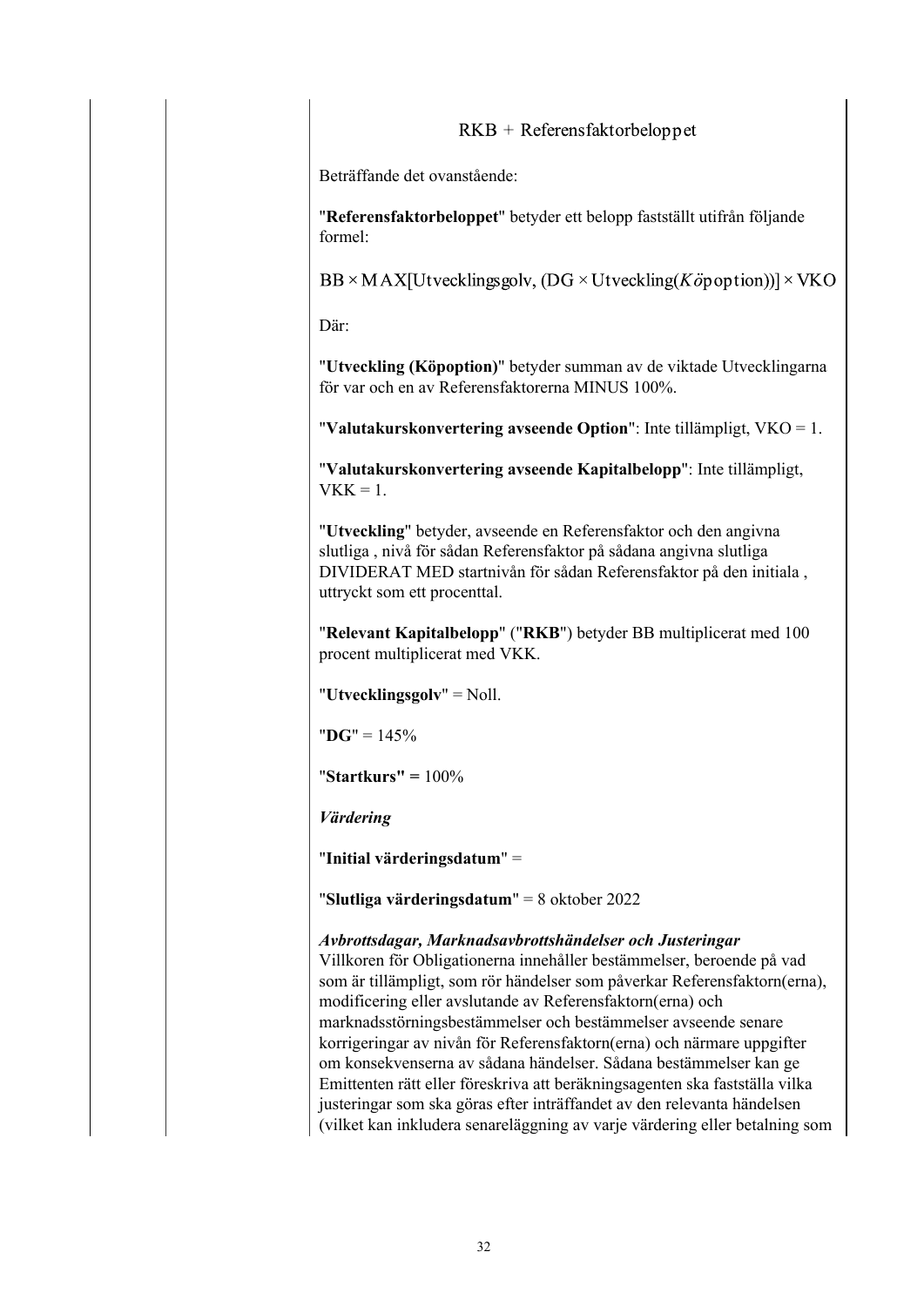$$\text{RKB} + \text{Referensfaktorbeloppet}$$

Beträffande det ovanstående:

"**Referensfaktorbeloppet**" betyder ett belopp fastställt utifrån följande formel:

$$\text{BB} \times \text{MAX}[\text{Utvecklingsgolv}, (\text{DG} \times \text{Utveckling}(K\ddot{o}\text{poption}))] \times \text{VKO}$$

Där:

"**Utveckling (Köpoption)**" betyder summan av de viktade Utvecklingarna för var och en av Referensfaktorerna MINUS 100%.

"**Valutakurskonvertering avseende Option**": Inte tillämpligt, VKO = 1.

"**Valutakurskonvertering avseende Kapitalbelopp**": Inte tillämpligt, VKK = 1.

"**Utveckling**" betyder, avseende en Referensfaktor och den angivna slutliga , nivå för sådan Referensfaktor på sådana angivna slutliga DIVIDERAT MED startnivån för sådan Referensfaktor på den initiala , uttryckt som ett procenttal.

"**Relevant Kapitalbelopp**" ("**RKB**") betyder BB multiplicerat med 100 procent multiplicerat med VKK.

"**Utvecklingsgolv**" = Noll.

"**DG**" = 145%

"**Startkurs" =** 100%

***Värdering***

"**Initial värderingsdatum**" =

"**Slutliga värderingsdatum**" = 8 oktober 2022

***Avbrottsdagar, Marknadsavbrottshändelser och Justeringar***
Villkoren för Obligationerna innehåller bestämmelser, beroende på vad som är tillämpligt, som rör händelser som påverkar Referensfaktorn(erna), modificering eller avslutande av Referensfaktorn(erna) och marknadsstörningsbestämmelser och bestämmelser avseende senare korrigeringar av nivån för Referensfaktorn(erna) och närmare uppgifter om konsekvenserna av sådana händelser. Sådana bestämmelser kan ge Emittenten rätt eller föreskriva att beräkningsagenten ska fastställa vilka justeringar som ska göras efter inträffandet av den relevanta händelsen (vilket kan inkludera senareläggning av varje värdering eller betalning som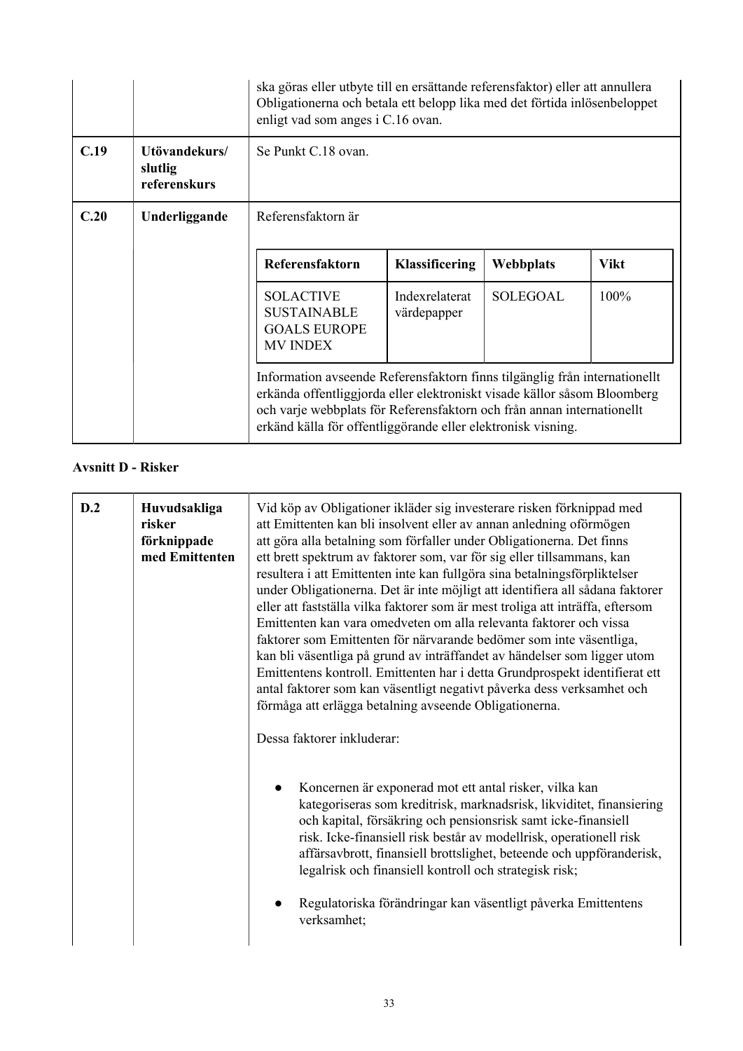| | | |
|---|---|---|
| | | ska göras eller utbyte till en ersättande referensfaktor) eller att annullera Obligationerna och betala ett belopp lika med det förtida inlösenbeloppet enligt vad som anges i C.16 ovan. |
| **C.19** | **Utövandekurs/ slutlig referenskurs** | Se Punkt C.18 ovan. |
| **C.20** | **Underliggande** | Referensfaktorn är |

| Referensfaktorn | Klassificering | Webbplats | Vikt |
|---|---|---|---|
| SOLACTIVE SUSTAINABLE GOALS EUROPE MV INDEX | Indexrelaterat värdepapper | SOLEGOAL | 100% |

Information avseende Referensfaktorn finns tilgänglig från internationellt erkända offentliggjorda eller elektroniskt visade källor såsom Bloomberg och varje webbplats för Referensfaktorn och från annan internationellt erkänd källa för offentliggörande eller elektronisk visning.

**Avsnitt D - Risker**

| | | |
|---|---|---|
| **D.2** | **Huvudsakliga risker förknippade med Emittenten** | Vid köp av Obligationer ikläder sig investerare risken förknippad med att Emittenten kan bli insolvent eller av annan anledning oförmögen att göra alla betalning som förfaller under Obligationerna. Det finns ett brett spektrum av faktorer som, var för sig eller tillsammans, kan resultera i att Emittenten inte kan fullgöra sina betalningsförpliktelser under Obligationerna. Det är inte möjligt att identifiera all sådana faktorer eller att fastställa vilka faktorer som är mest troliga att inträffa, eftersom Emittenten kan vara omedveten om alla relevanta faktorer och vissa faktorer som Emittenten för närvarande bedömer som inte väsentliga, kan bli väsentliga på grund av inträffandet av händelser som ligger utom Emittentens kontroll. Emittenten har i detta Grundprospekt identifierat ett antal faktorer som kan väsentligt negativt påverka dess verksamhet och förmåga att erlägga betalning avseende Obligationerna.<br><br>Dessa faktorer inkluderar:<br><br>● Koncernen är exponerad mot ett antal risker, vilka kan kategoriseras som kreditrisk, marknadsrisk, likviditet, finansiering och kapital, försäkring och pensionsrisk samt icke-finansiell risk. Icke-finansiell risk består av modellrisk, operationell risk affärsavbrott, finansiell brottslighet, beteende och uppföranderisk, legalrisk och finansiell kontroll och strategisk risk;<br><br>● Regulatoriska förändringar kan väsentligt påverka Emittentens verksamhet; |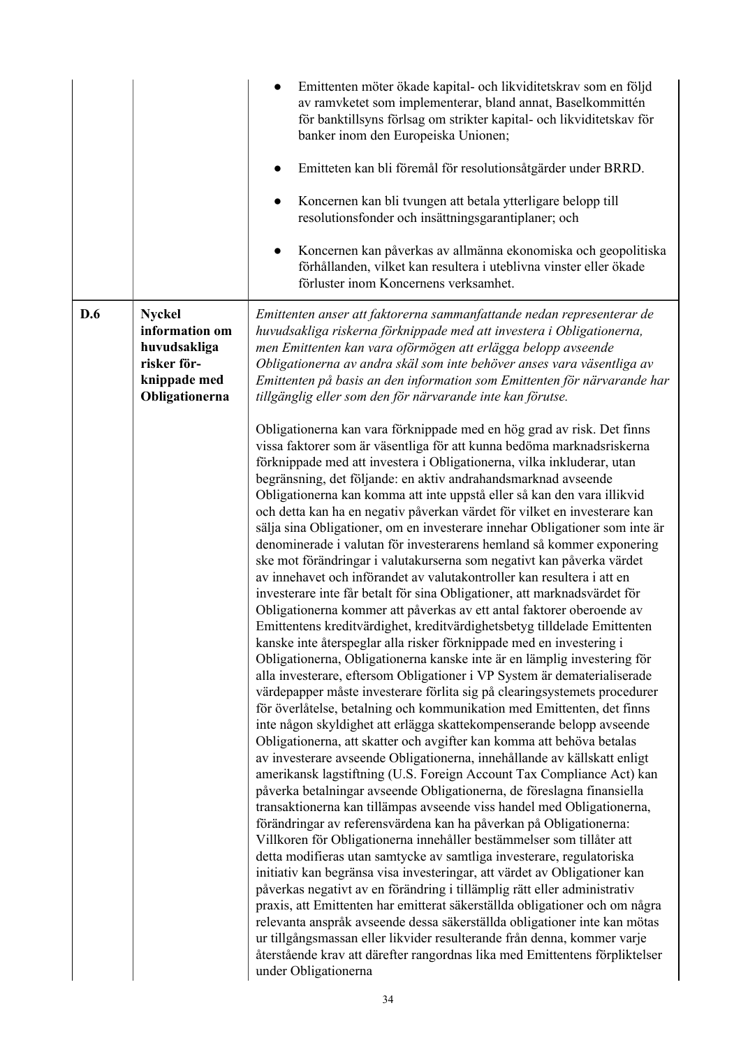| | | |
|---|---|---|
| | | • Emittenten möter ökade kapital- och likviditetskrav som en följd av ramvketet som implementerar, bland annat, Baselkommittén för banktillsyns förlsag om strikter kapital- och likviditetskav för banker inom den Europeiska Unionen;<br><br>• Emitteten kan bli föremål för resolutionsåtgärder under BRRD.<br><br>• Koncernen kan bli tvungen att betala ytterligare belopp till resolutionsfonder och insättningsgarantiplaner; och<br><br>• Koncernen kan påverkas av allmänna ekonomiska och geopolitiska förhållanden, vilket kan resultera i uteblivna vinster eller ökade förluster inom Koncernens verksamhet. |
| **D.6** | **Nyckel information om huvudsakliga risker för-knippade med Obligationerna** | *Emittenten anser att faktorerna sammanfattande nedan representerar de huvudsakliga riskerna förknippade med att investera i Obligationerna, men Emittenten kan vara oförmögen att erlägga belopp avseende Obligationerna av andra skäl som inte behöver anses vara väsentliga av Emittenten på basis an den information som Emittenten för närvarande har tillgänglig eller som den för närvarande inte kan förutse.*<br><br>Obligationerna kan vara förknippade med en hög grad av risk. Det finns vissa faktorer som är väsentliga för att kunna bedöma marknadsriskerna förknippade med att investera i Obligationerna, vilka inkluderar, utan begränsning, det följande: en aktiv andrahandsmarknad avseende Obligationerna kan komma att inte uppstå eller så kan den vara illikvid och detta kan ha en negativ påverkan värdet för vilket en investerare kan sälja sina Obligationer, om en investerare innehar Obligationer som inte är denominerade i valutan för investerarens hemland så kommer exponering ske mot förändringar i valutakurserna som negativt kan påverka värdet av innehavet och införandet av valutakontroller kan resultera i att en investerare inte får betalt för sina Obligationer, att marknadsvärdet för Obligationerna kommer att påverkas av ett antal faktorer oberoende av Emittentens kreditvärdighet, kreditvärdighetsbetyg tilldelade Emittenten kanske inte återspeglar alla risker förknippade med en investering i Obligationerna, Obligationerna kanske inte är en lämplig investering för alla investerare, eftersom Obligationer i VP System är dematerialiserade värdepapper måste investerare förlita sig på clearingsystemets procedurer för överlåtelse, betalning och kommunikation med Emittenten, det finns inte någon skyldighet att erlägga skattekompenserande belopp avseende Obligationerna, att skatter och avgifter kan komma att behöva betalas av investerare avseende Obligationerna, innehållande av källskatt enligt amerikansk lagstiftning (U.S. Foreign Account Tax Compliance Act) kan påverka betalningar avseende Obligationerna, de föreslagna finansiella transaktionerna kan tillämpas avseende viss handel med Obligationerna, förändringar av referensvärdena kan ha påverkan på Obligationerna: Villkoren för Obligationerna innehåller bestämmelser som tillåter att detta modifieras utan samtycke av samtliga investerare, regulatoriska initiativ kan begränsa visa investeringar, att värdet av Obligationer kan påverkas negativt av en förändring i tillämplig rätt eller administrativ praxis, att Emittenten har emitterat säkerställda obligationer och om några relevanta anspråk avseende dessa säkerställda obligationer inte kan mötas ur tillgångsmassan eller likvider resulterande från denna, kommer varje återstående krav att därefter rangordnas lika med Emittentens förpliktelser under Obligationerna |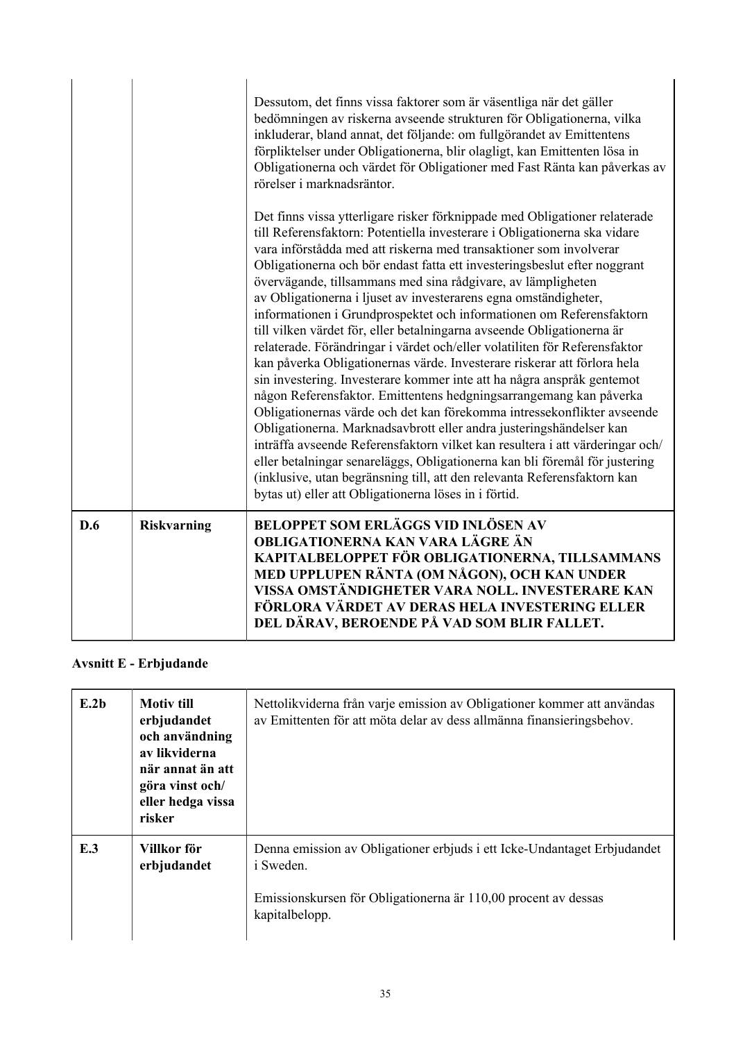| | | |
|---|---|---|
| | | Dessutom, det finns vissa faktorer som är väsentliga när det gäller bedömningen av riskerna avseende strukturen för Obligationerna, vilka inkluderar, bland annat, det följande: om fullgörandet av Emittentens förpliktelser under Obligationerna, blir olagligt, kan Emittenten lösa in Obligationerna och värdet för Obligationer med Fast Ränta kan påverkas av rörelser i marknadsräntor.<br><br>Det finns vissa ytterligare risker förknippade med Obligationer relaterade till Referensfaktorn: Potentiella investerare i Obligationerna ska vidare vara införstådda med att riskerna med transaktioner som involverar Obligationerna och bör endast fatta ett investeringsbeslut efter noggrant övervägande, tillsammans med sina rådgivare, av lämpligheten av Obligationerna i ljuset av investerarens egna omständigheter, informationen i Grundprospektet och informationen om Referensfaktorn till vilken värdet för, eller betalningarna avseende Obligationerna är relaterade. Förändringar i värdet och/eller volatiliten för Referensfaktor kan påverka Obligationernas värde. Investerare riskerar att förlora hela sin investering. Investerare kommer inte att ha några anspråk gentemot någon Referensfaktor. Emittentens hedgningsarrangemang kan påverka Obligationernas värde och det kan förekomma intressekonflikter avseende Obligationerna. Marknadsavbrott eller andra justeringshändelser kan inträffa avseende Referensfaktorn vilket kan resultera i att värderingar och/eller betalningar senareläggs, Obligationerna kan bli föremål för justering (inklusive, utan begränsning till, att den relevanta Referensfaktorn kan bytas ut) eller att Obligationerna löses in i förtid. |
| **D.6** | **Riskvarning** | **BELOPPET SOM ERLÄGGS VID INLÖSEN AV OBLIGATIONERNA KAN VARA LÄGRE ÄN KAPITALBELOPPET FÖR OBLIGATIONERNA, TILLSAMMANS MED UPPLUPEN RÄNTA (OM NÅGON), OCH KAN UNDER VISSA OMSTÄNDIGHETER VARA NOLL. INVESTERARE KAN FÖRLORA VÄRDET AV DERAS HELA INVESTERING ELLER DEL DÄRAV, BEROENDE PÅ VAD SOM BLIR FALLET.** |

**Avsnitt E - Erbjudande**

| | | |
|---|---|---|
| **E.2b** | **Motiv till erbjudandet och användning av likviderna när annat än att göra vinst och/ eller hedga vissa risker** | Nettolikviderna från varje emission av Obligationer kommer att användas av Emittenten för att möta delar av dess allmänna finansieringsbehov. |
| **E.3** | **Villkor för erbjudandet** | Denna emission av Obligationer erbjuds i ett Icke-Undantaget Erbjudandet i Sweden.<br><br>Emissionskursen för Obligationerna är 110,00 procent av dessas kapitalbelopp. |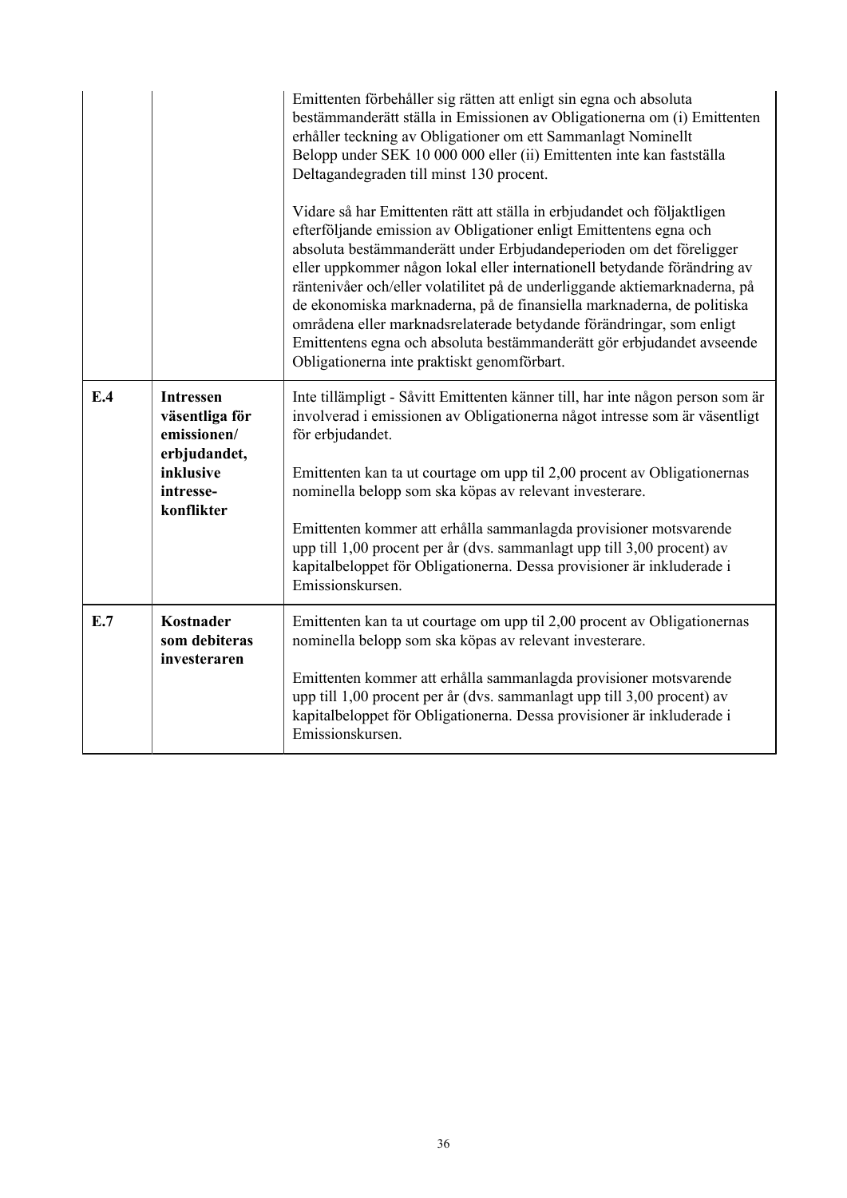| | | |
|---|---|---|
| | | Emittenten förbehåller sig rätten att enligt sin egna och absoluta bestämmanderätt ställa in Emissionen av Obligationerna om (i) Emittenten erhåller teckning av Obligationer om ett Sammanlagt Nominellt Belopp under SEK 10 000 000 eller (ii) Emittenten inte kan fastställa Deltagandegraden till minst 130 procent.<br><br>Vidare så har Emittenten rätt att ställa in erbjudandet och följaktligen efterföljande emission av Obligationer enligt Emittentens egna och absoluta bestämmanderätt under Erbjudandeperioden om det föreligger eller uppkommer någon lokal eller internationell betydande förändring av räntenivåer och/eller volatilitet på de underliggande aktiemarknaderna, på de ekonomiska marknaderna, på de finansiella marknaderna, de politiska områdena eller marknadsrelaterade betydande förändringar, som enligt Emittentens egna och absoluta bestämmanderätt gör erbjudandet avseende Obligationerna inte praktiskt genomförbart. |
| **E.4** | **Intressen väsentliga för emissionen/ erbjudandet, inklusive intresse-konflikter** | Inte tillämpligt - Såvitt Emittenten känner till, har inte någon person som är involverad i emissionen av Obligationerna något intresse som är väsentligt för erbjudandet.<br><br>Emittenten kan ta ut courtage om upp til 2,00 procent av Obligationernas nominella belopp som ska köpas av relevant investerare.<br><br>Emittenten kommer att erhålla sammanlagda provisioner motsvarende upp till 1,00 procent per år (dvs. sammanlagt upp till 3,00 procent) av kapitalbeloppet för Obligationerna. Dessa provisioner är inkluderade i Emissionskursen. |
| **E.7** | **Kostnader som debiteras investeraren** | Emittenten kan ta ut courtage om upp til 2,00 procent av Obligationernas nominella belopp som ska köpas av relevant investerare.<br><br>Emittenten kommer att erhålla sammanlagda provisioner motsvarende upp till 1,00 procent per år (dvs. sammanlagt upp till 3,00 procent) av kapitalbeloppet för Obligationerna. Dessa provisioner är inkluderade i Emissionskursen. |